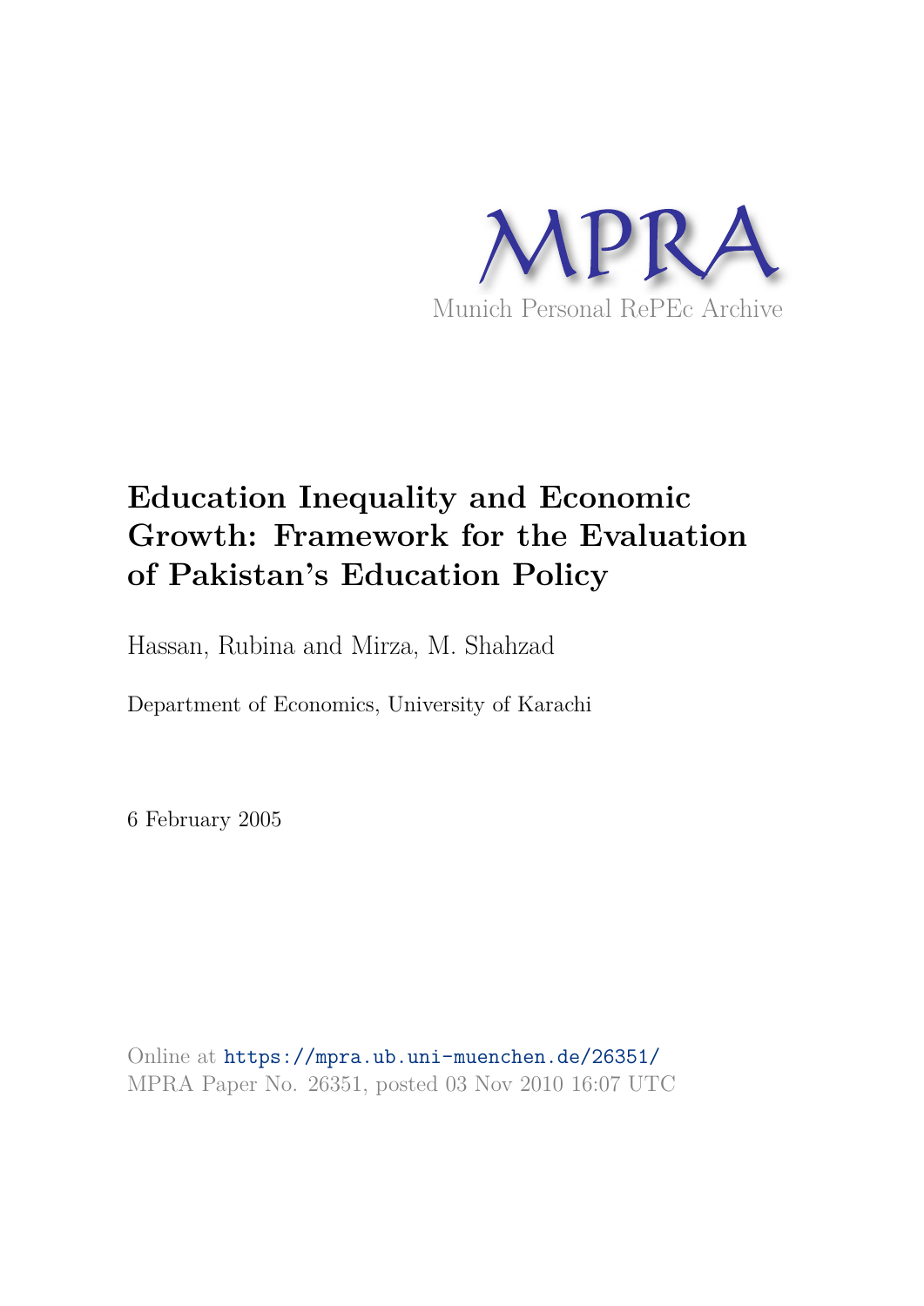MPRA

Munich Personal RePEc Archive

# Education Inequality and Economic Growth: Framework for the Evaluation of Pakistan's Education Policy

Hassan, Rubina and Mirza, M. Shahzad

Department of Economics, University of Karachi

6 February 2005

Online at https://mpra.ub.uni-muenchen.de/26351/
MPRA Paper No. 26351, posted 03 Nov 2010 16:07 UTC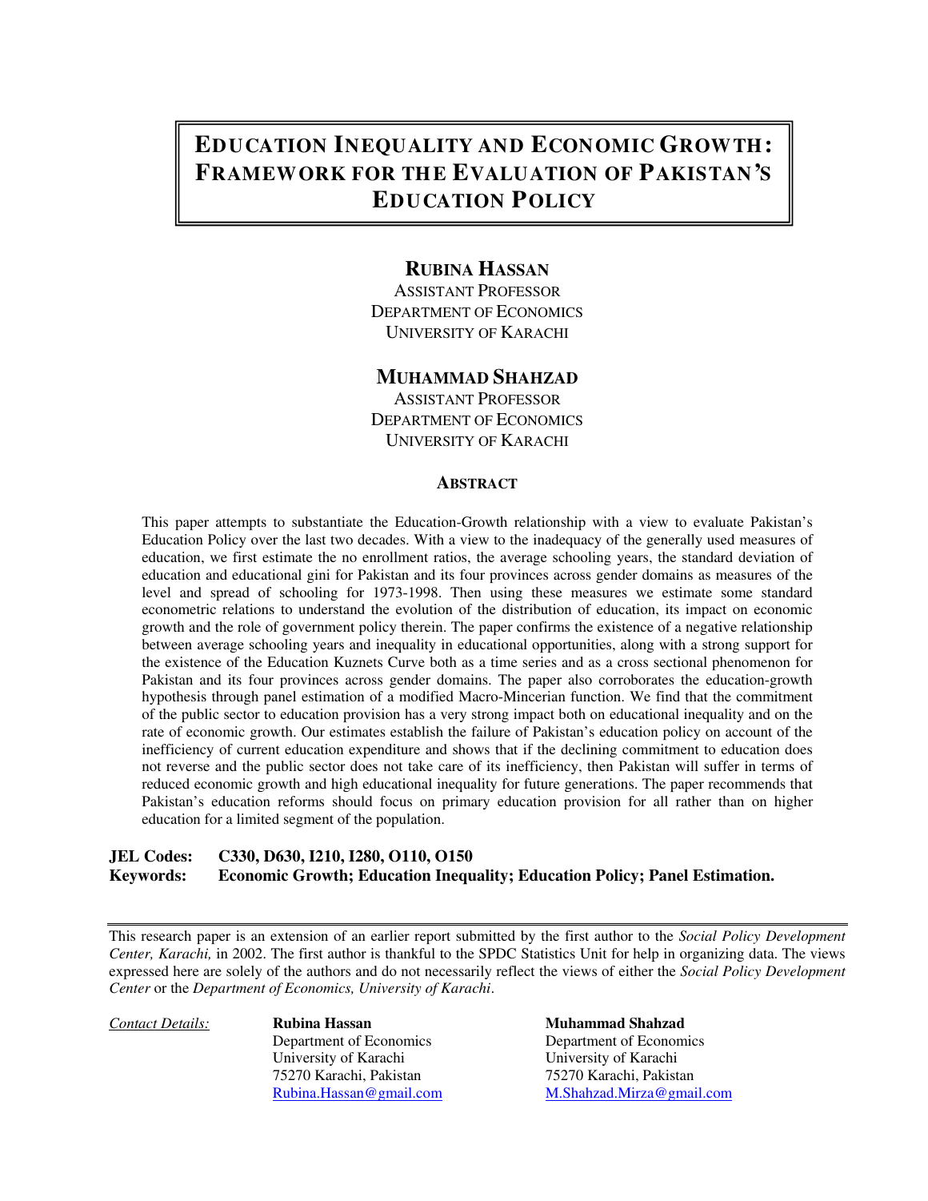# EDUCATION INEQUALITY AND ECONOMIC GROWTH: FRAMEWORK FOR THE EVALUATION OF PAKISTAN'S EDUCATION POLICY

**RUBINA HASSAN**
ASSISTANT PROFESSOR
DEPARTMENT OF ECONOMICS
UNIVERSITY OF KARACHI

**MUHAMMAD SHAHZAD**
ASSISTANT PROFESSOR
DEPARTMENT OF ECONOMICS
UNIVERSITY OF KARACHI

## ABSTRACT

This paper attempts to substantiate the Education-Growth relationship with a view to evaluate Pakistan's Education Policy over the last two decades. With a view to the inadequacy of the generally used measures of education, we first estimate the no enrollment ratios, the average schooling years, the standard deviation of education and educational gini for Pakistan and its four provinces across gender domains as measures of the level and spread of schooling for 1973-1998. Then using these measures we estimate some standard econometric relations to understand the evolution of the distribution of education, its impact on economic growth and the role of government policy therein. The paper confirms the existence of a negative relationship between average schooling years and inequality in educational opportunities, along with a strong support for the existence of the Education Kuznets Curve both as a time series and as a cross sectional phenomenon for Pakistan and its four provinces across gender domains. The paper also corroborates the education-growth hypothesis through panel estimation of a modified Macro-Mincerian function. We find that the commitment of the public sector to education provision has a very strong impact both on educational inequality and on the rate of economic growth. Our estimates establish the failure of Pakistan's education policy on account of the inefficiency of current education expenditure and shows that if the declining commitment to education does not reverse and the public sector does not take care of its inefficiency, then Pakistan will suffer in terms of reduced economic growth and high educational inequality for future generations. The paper recommends that Pakistan's education reforms should focus on primary education provision for all rather than on higher education for a limited segment of the population.

**JEL Codes:** **C330, D630, I210, I280, O110, O150**
**Keywords:** **Economic Growth; Education Inequality; Education Policy; Panel Estimation.**

---

This research paper is an extension of an earlier report submitted by the first author to the *Social Policy Development Center, Karachi,* in 2002. The first author is thankful to the SPDC Statistics Unit for help in organizing data. The views expressed here are solely of the authors and do not necessarily reflect the views of either the *Social Policy Development Center* or the *Department of Economics, University of Karachi*.

*Contact Details:*

**Rubina Hassan**
Department of Economics
University of Karachi
75270 Karachi, Pakistan
Rubina.Hassan@gmail.com

**Muhammad Shahzad**
Department of Economics
University of Karachi
75270 Karachi, Pakistan
M.Shahzad.Mirza@gmail.com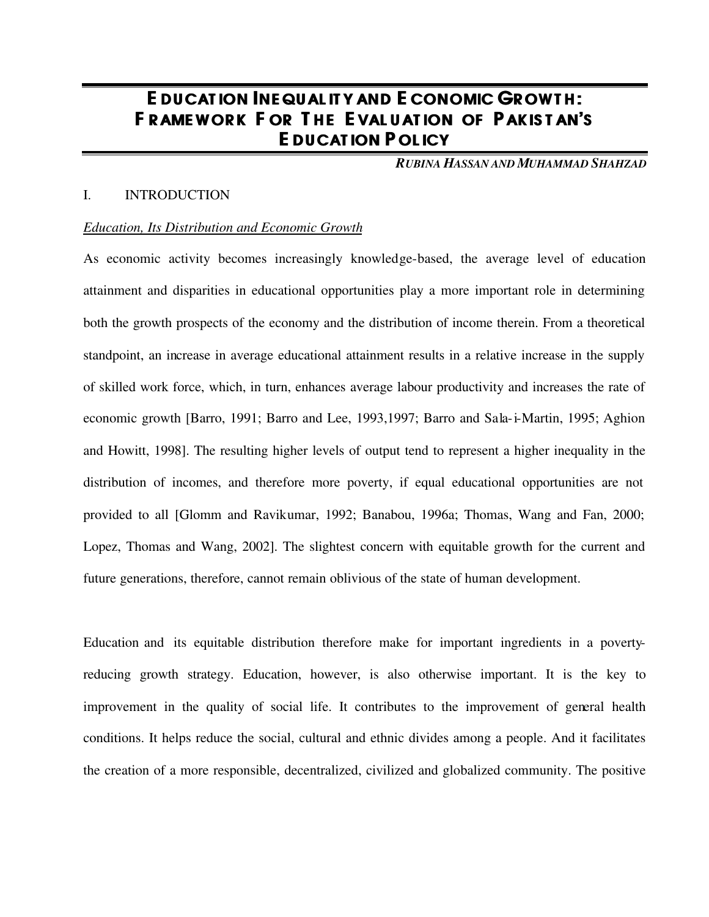# EDUCATION INEQUALITY AND ECONOMIC GROWTH: FRAMEWORK FOR THE EVALUATION OF PAKISTAN'S EDUCATION POLICY

***RUBINA HASSAN AND MUHAMMAD SHAHZAD***

## I. INTRODUCTION

### *Education, Its Distribution and Economic Growth*

As economic activity becomes increasingly knowledge-based, the average level of education attainment and disparities in educational opportunities play a more important role in determining both the growth prospects of the economy and the distribution of income therein. From a theoretical standpoint, an increase in average educational attainment results in a relative increase in the supply of skilled work force, which, in turn, enhances average labour productivity and increases the rate of economic growth [Barro, 1991; Barro and Lee, 1993,1997; Barro and Sala-i-Martin, 1995; Aghion and Howitt, 1998]. The resulting higher levels of output tend to represent a higher inequality in the distribution of incomes, and therefore more poverty, if equal educational opportunities are not provided to all [Glomm and Ravikumar, 1992; Banabou, 1996a; Thomas, Wang and Fan, 2000; Lopez, Thomas and Wang, 2002]. The slightest concern with equitable growth for the current and future generations, therefore, cannot remain oblivious of the state of human development.

Education and its equitable distribution therefore make for important ingredients in a poverty-reducing growth strategy. Education, however, is also otherwise important. It is the key to improvement in the quality of social life. It contributes to the improvement of general health conditions. It helps reduce the social, cultural and ethnic divides among a people. And it facilitates the creation of a more responsible, decentralized, civilized and globalized community. The positive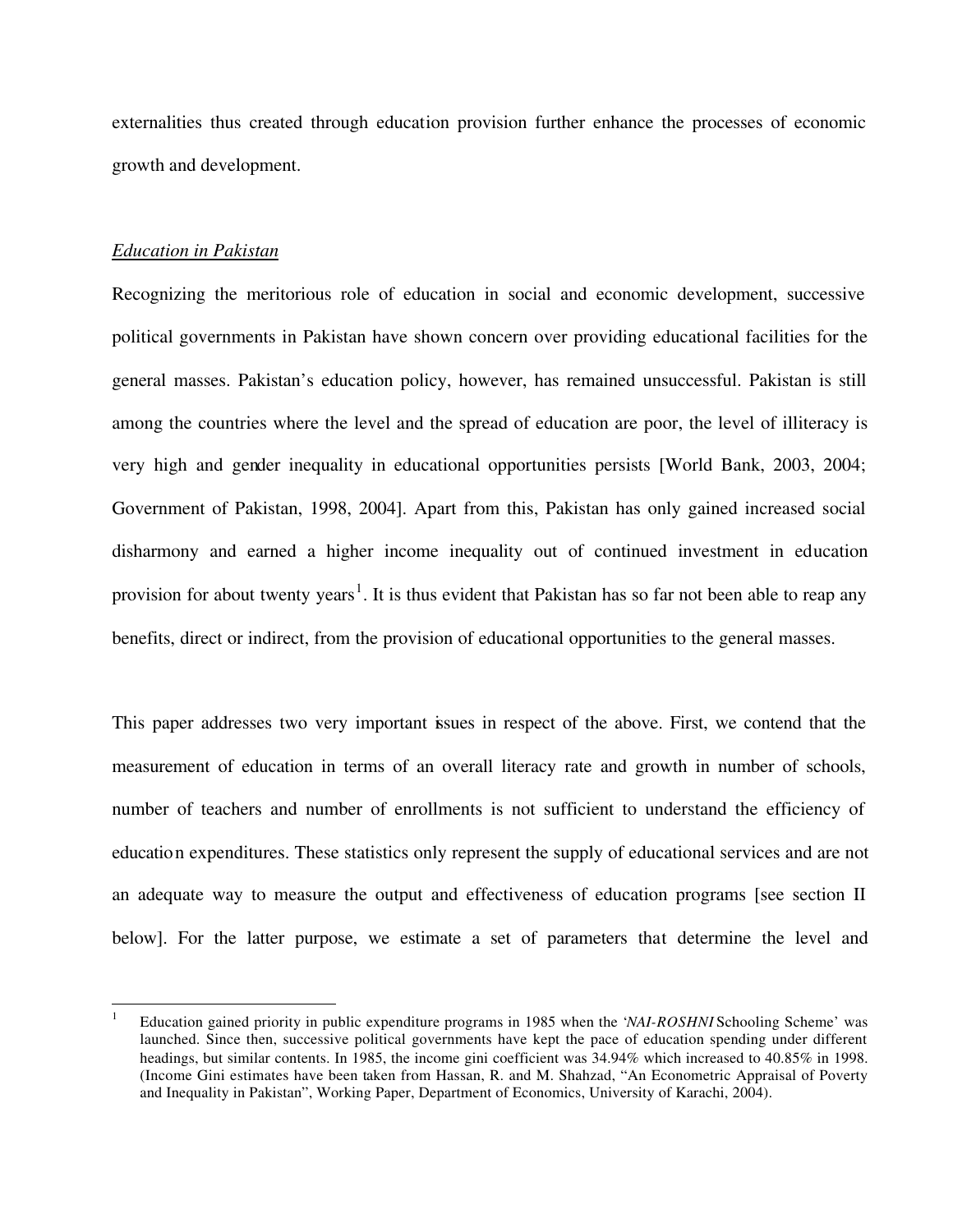externalities thus created through education provision further enhance the processes of economic growth and development.

*Education in Pakistan*

Recognizing the meritorious role of education in social and economic development, successive political governments in Pakistan have shown concern over providing educational facilities for the general masses. Pakistan's education policy, however, has remained unsuccessful. Pakistan is still among the countries where the level and the spread of education are poor, the level of illiteracy is very high and gender inequality in educational opportunities persists [World Bank, 2003, 2004; Government of Pakistan, 1998, 2004]. Apart from this, Pakistan has only gained increased social disharmony and earned a higher income inequality out of continued investment in education provision for about twenty years[1]. It is thus evident that Pakistan has so far not been able to reap any benefits, direct or indirect, from the provision of educational opportunities to the general masses.

This paper addresses two very important issues in respect of the above. First, we contend that the measurement of education in terms of an overall literacy rate and growth in number of schools, number of teachers and number of enrollments is not sufficient to understand the efficiency of education expenditures. These statistics only represent the supply of educational services and are not an adequate way to measure the output and effectiveness of education programs [see section II below]. For the latter purpose, we estimate a set of parameters that determine the level and

---

[1] Education gained priority in public expenditure programs in 1985 when the '*NAI-ROSHNI* Schooling Scheme' was launched. Since then, successive political governments have kept the pace of education spending under different headings, but similar contents. In 1985, the income gini coefficient was 34.94% which increased to 40.85% in 1998. (Income Gini estimates have been taken from Hassan, R. and M. Shahzad, "An Econometric Appraisal of Poverty and Inequality in Pakistan", Working Paper, Department of Economics, University of Karachi, 2004).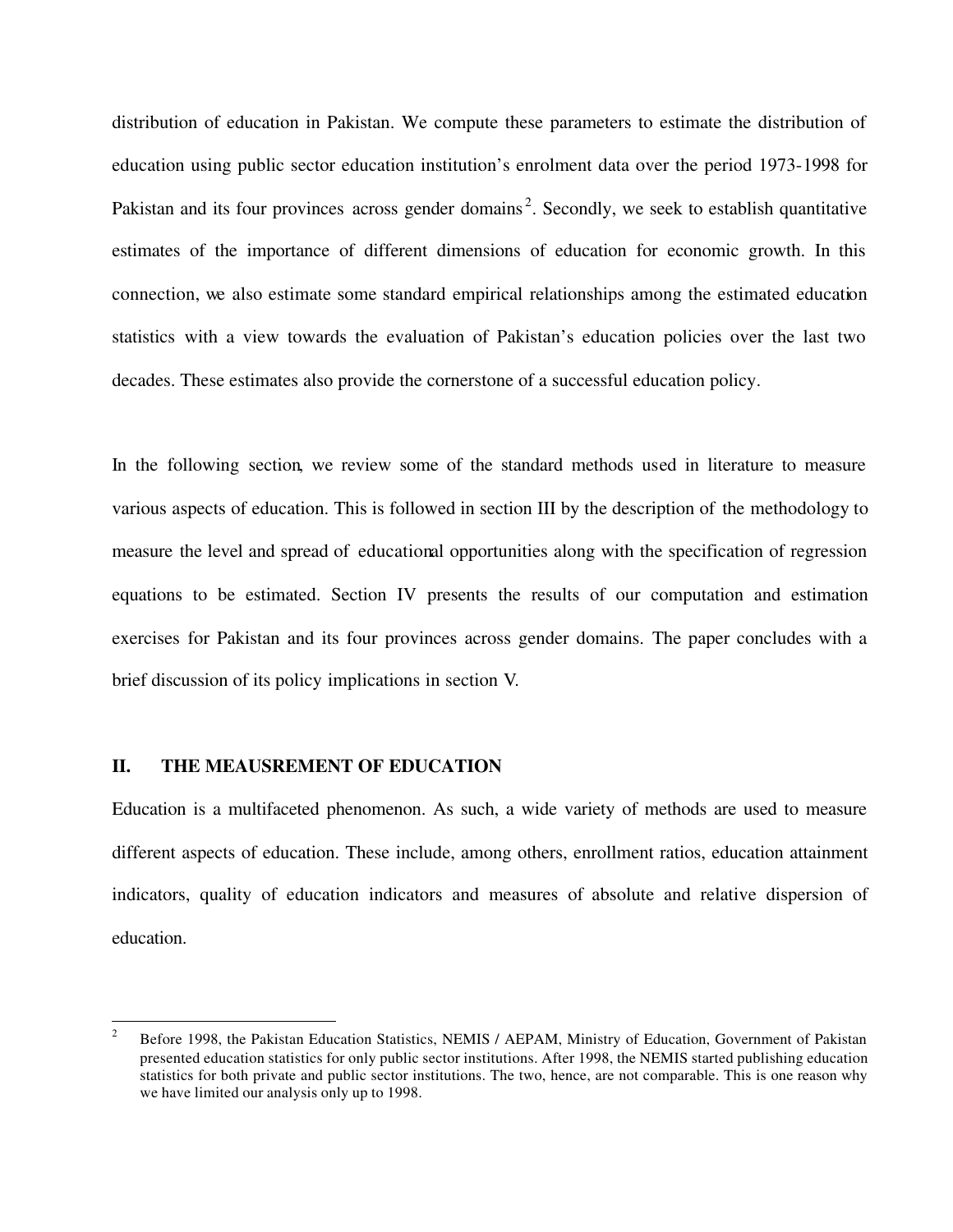distribution of education in Pakistan. We compute these parameters to estimate the distribution of education using public sector education institution's enrolment data over the period 1973-1998 for Pakistan and its four provinces across gender domains [2]. Secondly, we seek to establish quantitative estimates of the importance of different dimensions of education for economic growth. In this connection, we also estimate some standard empirical relationships among the estimated education statistics with a view towards the evaluation of Pakistan's education policies over the last two decades. These estimates also provide the cornerstone of a successful education policy.

In the following section, we review some of the standard methods used in literature to measure various aspects of education. This is followed in section III by the description of the methodology to measure the level and spread of educational opportunities along with the specification of regression equations to be estimated. Section IV presents the results of our computation and estimation exercises for Pakistan and its four provinces across gender domains. The paper concludes with a brief discussion of its policy implications in section V.

## II. THE MEAUSREMENT OF EDUCATION

Education is a multifaceted phenomenon. As such, a wide variety of methods are used to measure different aspects of education. These include, among others, enrollment ratios, education attainment indicators, quality of education indicators and measures of absolute and relative dispersion of education.

---

[2] Before 1998, the Pakistan Education Statistics, NEMIS / AEPAM, Ministry of Education, Government of Pakistan presented education statistics for only public sector institutions. After 1998, the NEMIS started publishing education statistics for both private and public sector institutions. The two, hence, are not comparable. This is one reason why we have limited our analysis only up to 1998.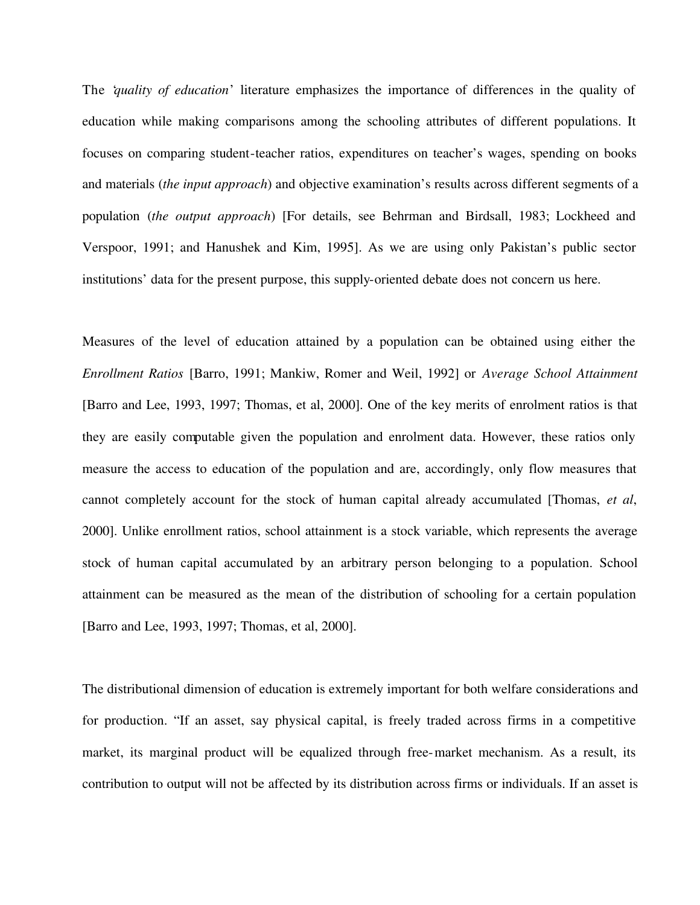The '*quality of education*' literature emphasizes the importance of differences in the quality of education while making comparisons among the schooling attributes of different populations. It focuses on comparing student-teacher ratios, expenditures on teacher's wages, spending on books and materials (*the input approach*) and objective examination's results across different segments of a population (*the output approach*) [For details, see Behrman and Birdsall, 1983; Lockheed and Verspoor, 1991; and Hanushek and Kim, 1995]. As we are using only Pakistan's public sector institutions' data for the present purpose, this supply-oriented debate does not concern us here.

Measures of the level of education attained by a population can be obtained using either the *Enrollment Ratios* [Barro, 1991; Mankiw, Romer and Weil, 1992] or *Average School Attainment* [Barro and Lee, 1993, 1997; Thomas, et al, 2000]. One of the key merits of enrolment ratios is that they are easily computable given the population and enrolment data. However, these ratios only measure the access to education of the population and are, accordingly, only flow measures that cannot completely account for the stock of human capital already accumulated [Thomas, *et al*, 2000]. Unlike enrollment ratios, school attainment is a stock variable, which represents the average stock of human capital accumulated by an arbitrary person belonging to a population. School attainment can be measured as the mean of the distribution of schooling for a certain population [Barro and Lee, 1993, 1997; Thomas, et al, 2000].

The distributional dimension of education is extremely important for both welfare considerations and for production. "If an asset, say physical capital, is freely traded across firms in a competitive market, its marginal product will be equalized through free-market mechanism. As a result, its contribution to output will not be affected by its distribution across firms or individuals. If an asset is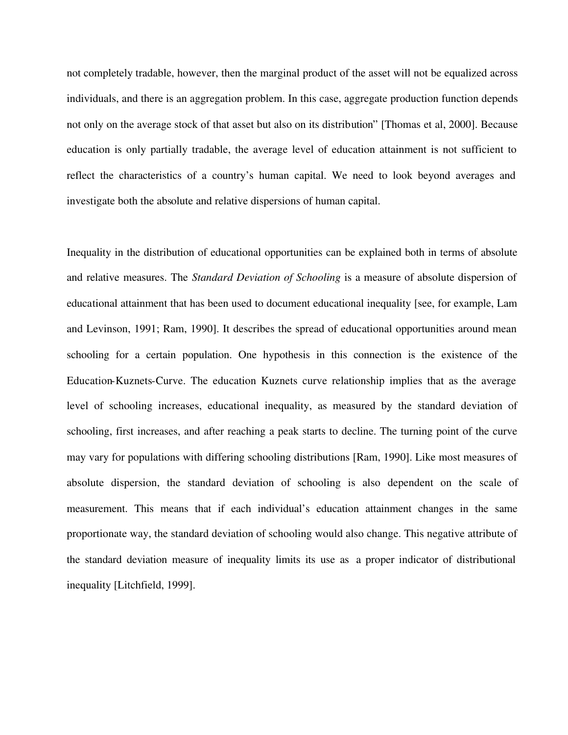not completely tradable, however, then the marginal product of the asset will not be equalized across individuals, and there is an aggregation problem. In this case, aggregate production function depends not only on the average stock of that asset but also on its distribution" [Thomas et al, 2000]. Because education is only partially tradable, the average level of education attainment is not sufficient to reflect the characteristics of a country's human capital. We need to look beyond averages and investigate both the absolute and relative dispersions of human capital.

Inequality in the distribution of educational opportunities can be explained both in terms of absolute and relative measures. The *Standard Deviation of Schooling* is a measure of absolute dispersion of educational attainment that has been used to document educational inequality [see, for example, Lam and Levinson, 1991; Ram, 1990]. It describes the spread of educational opportunities around mean schooling for a certain population. One hypothesis in this connection is the existence of the Education-Kuznets-Curve. The education Kuznets curve relationship implies that as the average level of schooling increases, educational inequality, as measured by the standard deviation of schooling, first increases, and after reaching a peak starts to decline. The turning point of the curve may vary for populations with differing schooling distributions [Ram, 1990]. Like most measures of absolute dispersion, the standard deviation of schooling is also dependent on the scale of measurement. This means that if each individual's education attainment changes in the same proportionate way, the standard deviation of schooling would also change. This negative attribute of the standard deviation measure of inequality limits its use as a proper indicator of distributional inequality [Litchfield, 1999].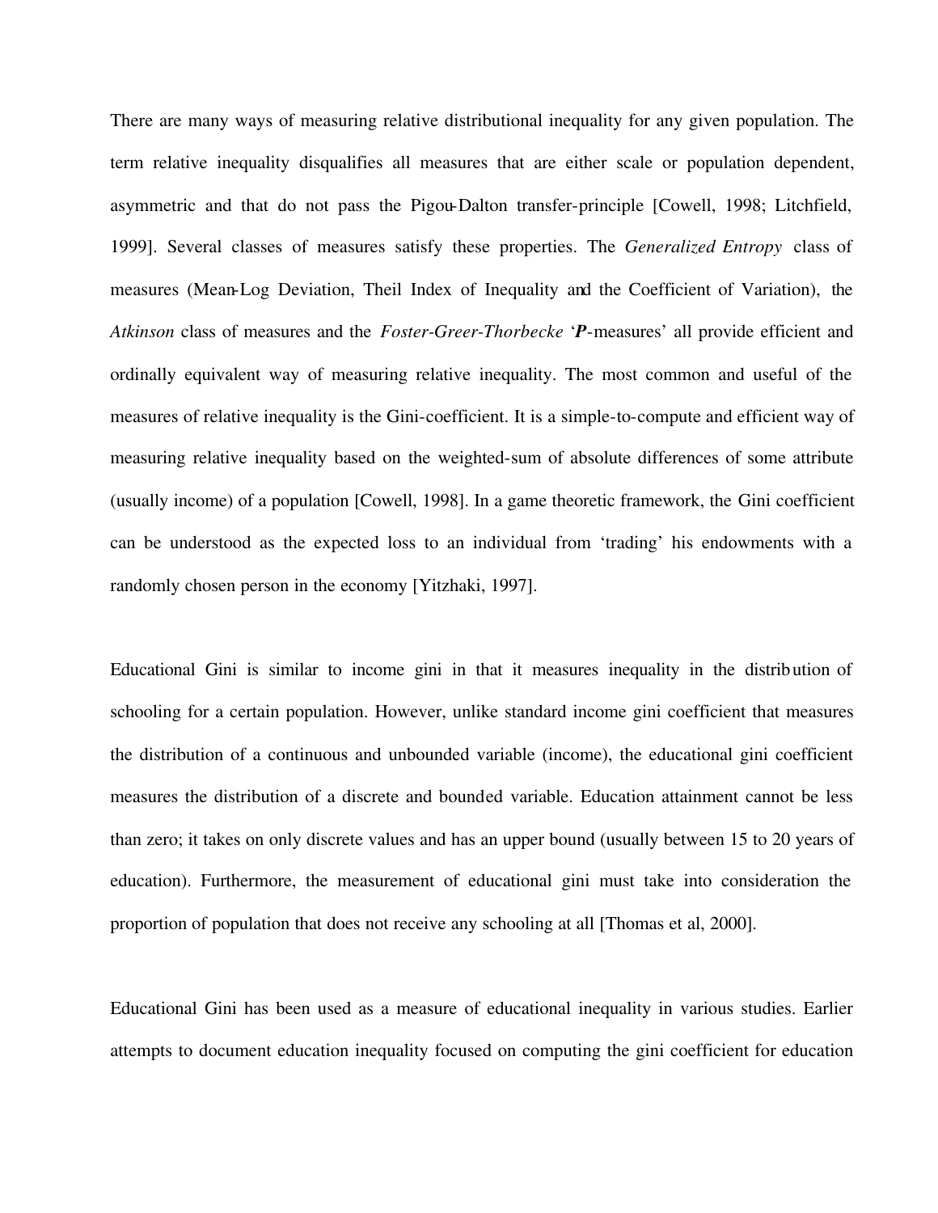There are many ways of measuring relative distributional inequality for any given population. The term relative inequality disqualifies all measures that are either scale or population dependent, asymmetric and that do not pass the Pigou-Dalton transfer-principle [Cowell, 1998; Litchfield, 1999]. Several classes of measures satisfy these properties. The *Generalized Entropy* class of measures (Mean-Log Deviation, Theil Index of Inequality and the Coefficient of Variation), the *Atkinson* class of measures and the *Foster-Greer-Thorbecke* '***P***-measures' all provide efficient and ordinally equivalent way of measuring relative inequality. The most common and useful of the measures of relative inequality is the Gini-coefficient. It is a simple-to-compute and efficient way of measuring relative inequality based on the weighted-sum of absolute differences of some attribute (usually income) of a population [Cowell, 1998]. In a game theoretic framework, the Gini coefficient can be understood as the expected loss to an individual from 'trading' his endowments with a randomly chosen person in the economy [Yitzhaki, 1997].

Educational Gini is similar to income gini in that it measures inequality in the distribution of schooling for a certain population. However, unlike standard income gini coefficient that measures the distribution of a continuous and unbounded variable (income), the educational gini coefficient measures the distribution of a discrete and bounded variable. Education attainment cannot be less than zero; it takes on only discrete values and has an upper bound (usually between 15 to 20 years of education). Furthermore, the measurement of educational gini must take into consideration the proportion of population that does not receive any schooling at all [Thomas et al, 2000].

Educational Gini has been used as a measure of educational inequality in various studies. Earlier attempts to document education inequality focused on computing the gini coefficient for education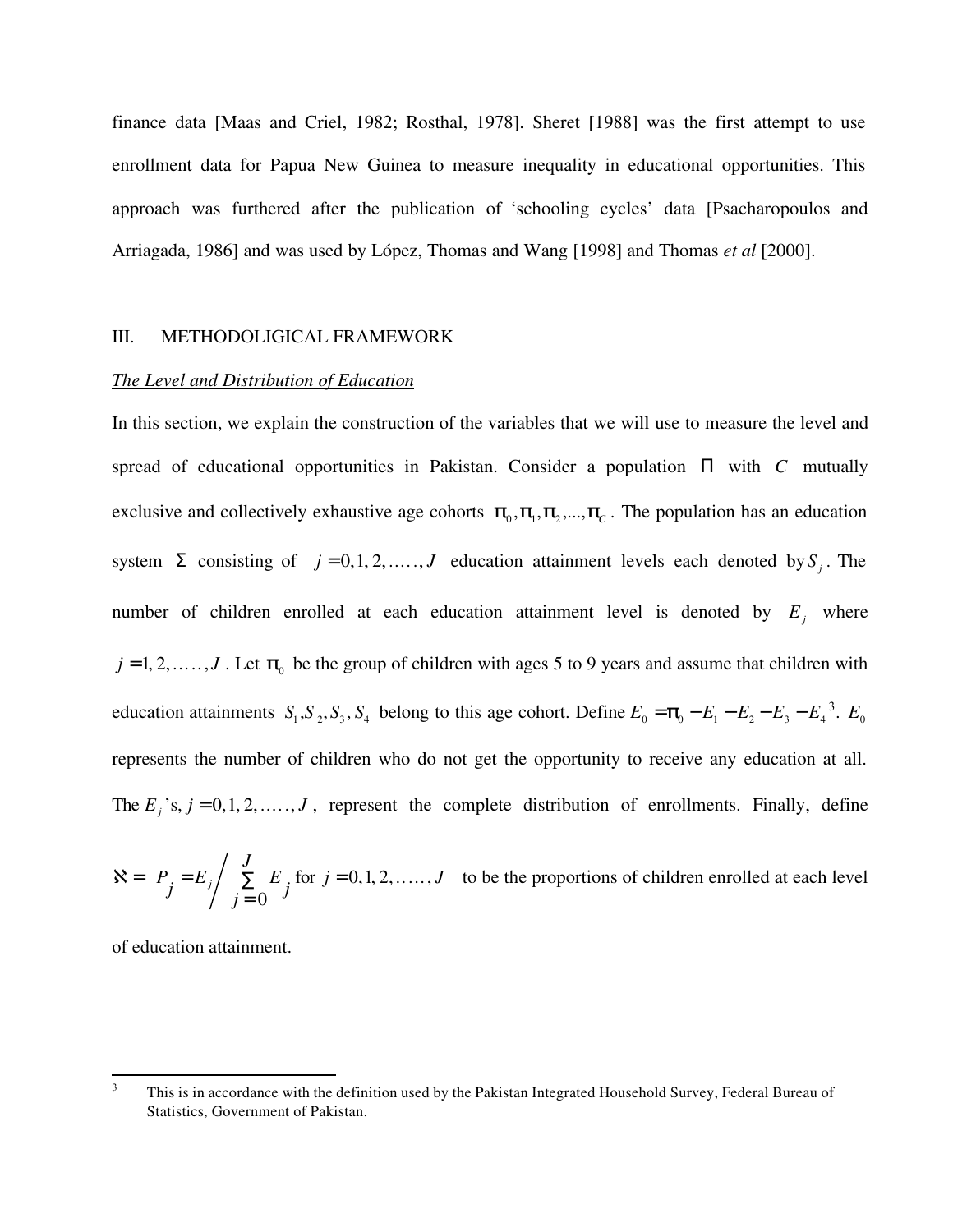finance data [Maas and Criel, 1982; Rosthal, 1978]. Sheret [1988] was the first attempt to use enrollment data for Papua New Guinea to measure inequality in educational opportunities. This approach was furthered after the publication of 'schooling cycles' data [Psacharopoulos and Arriagada, 1986] and was used by López, Thomas and Wang [1998] and Thomas *et al* [2000].

## III. METHODOLIGICAL FRAMEWORK

### *The Level and Distribution of Education*

In this section, we explain the construction of the variables that we will use to measure the level and spread of educational opportunities in Pakistan. Consider a population $\Pi$ with $C$ mutually exclusive and collectively exhaustive age cohorts $\pi_0, \pi_1, \pi_2, ..., \pi_C$. The population has an education system $\Sigma$ consisting of $j = 0, 1, 2, \ldots\ldots, J$ education attainment levels each denoted by $S_j$. The number of children enrolled at each education attainment level is denoted by $E_j$ where $j = 1, 2, \ldots\ldots, J$. Let $\pi_0$ be the group of children with ages 5 to 9 years and assume that children with education attainments $S_1, S_2, S_3, S_4$ belong to this age cohort. Define $E_0 = \pi_0 - E_1 - E_2 - E_3 - E_4$ [3]. $E_0$ represents the number of children who do not get the opportunity to receive any education at all. The $E_j$'s, $j = 0, 1, 2, \ldots\ldots, J$, represent the complete distribution of enrollments. Finally, define $\aleph = P_j = E_j \Big/ \sum_{j=0}^{J} E_j$ for $j = 0, 1, 2, \ldots\ldots, J$ to be the proportions of children enrolled at each level of education attainment.

---

[3] This is in accordance with the definition used by the Pakistan Integrated Household Survey, Federal Bureau of Statistics, Government of Pakistan.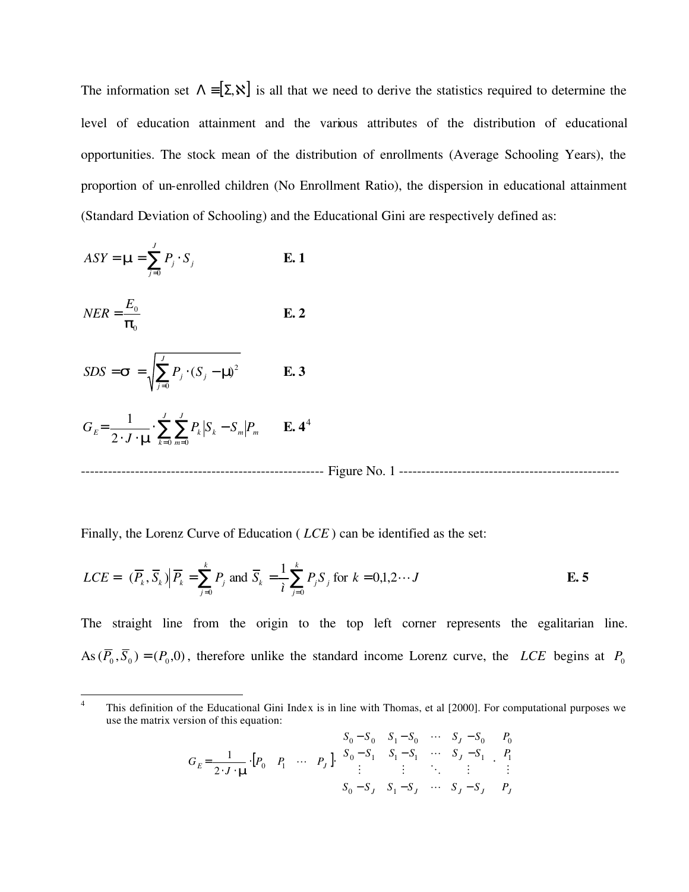The information set $\Lambda \equiv [\Sigma, \aleph]$ is all that we need to derive the statistics required to determine the level of education attainment and the various attributes of the distribution of educational opportunities. The stock mean of the distribution of enrollments (Average Schooling Years), the proportion of un-enrolled children (No Enrollment Ratio), the dispersion in educational attainment (Standard Deviation of Schooling) and the Educational Gini are respectively defined as:

$$ASY = \mu = \sum_{j=0}^{J} P_j \cdot S_j \qquad \textbf{E. 1}$$

$$NER = \frac{E_0}{\pi_0} \qquad \textbf{E. 2}$$

$$SDS = \sigma = \sqrt{\sum_{j=0}^{J} P_j \cdot (S_j - \mu)^2} \qquad \textbf{E. 3}$$

$$G_E = \frac{1}{2 \cdot J \cdot \mu} \cdot \sum_{k=0}^{J} \sum_{m=0}^{J} P_k \left| S_k - S_m \right| P_m \qquad \textbf{E. 4}^{4}$$

------------------------------------------------------ Figure No. 1 --------------------------------------------------

Finally, the Lorenz Curve of Education ( $LCE$ ) can be identified as the set:

$$LCE = \left\{ (\overline{P}_k, \overline{S}_k) \middle| \overline{P}_k = \sum_{j=0}^{k} P_j \text{ and } \overline{S}_k = \frac{1}{\mu} \sum_{j=0}^{k} P_j S_j \text{ for } k = 0,1,2 \cdots J \right\} \qquad \textbf{E. 5}$$

The straight line from the origin to the top left corner represents the egalitarian line. As $(\overline{P}_0, \overline{S}_0) = (P_0, 0)$, therefore unlike the standard income Lorenz curve, the $LCE$ begins at $P_0$

---

[4] This definition of the Educational Gini Index is in line with Thomas, et al [2000]. For computational purposes we use the matrix version of this equation:

$$G_E = \frac{1}{2 \cdot J \cdot \mu} \cdot \begin{bmatrix} P_0 & P_1 & \cdots & P_J \end{bmatrix} \cdot \begin{bmatrix} S_0 - S_0 & S_1 - S_0 & \cdots & S_J - S_0 \\ S_0 - S_1 & S_1 - S_1 & \cdots & S_J - S_1 \\ \vdots & \vdots & \ddots & \vdots \\ S_0 - S_J & S_1 - S_J & \cdots & S_J - S_J \end{bmatrix} \cdot \begin{bmatrix} P_0 \\ P_1 \\ \vdots \\ P_J \end{bmatrix}$$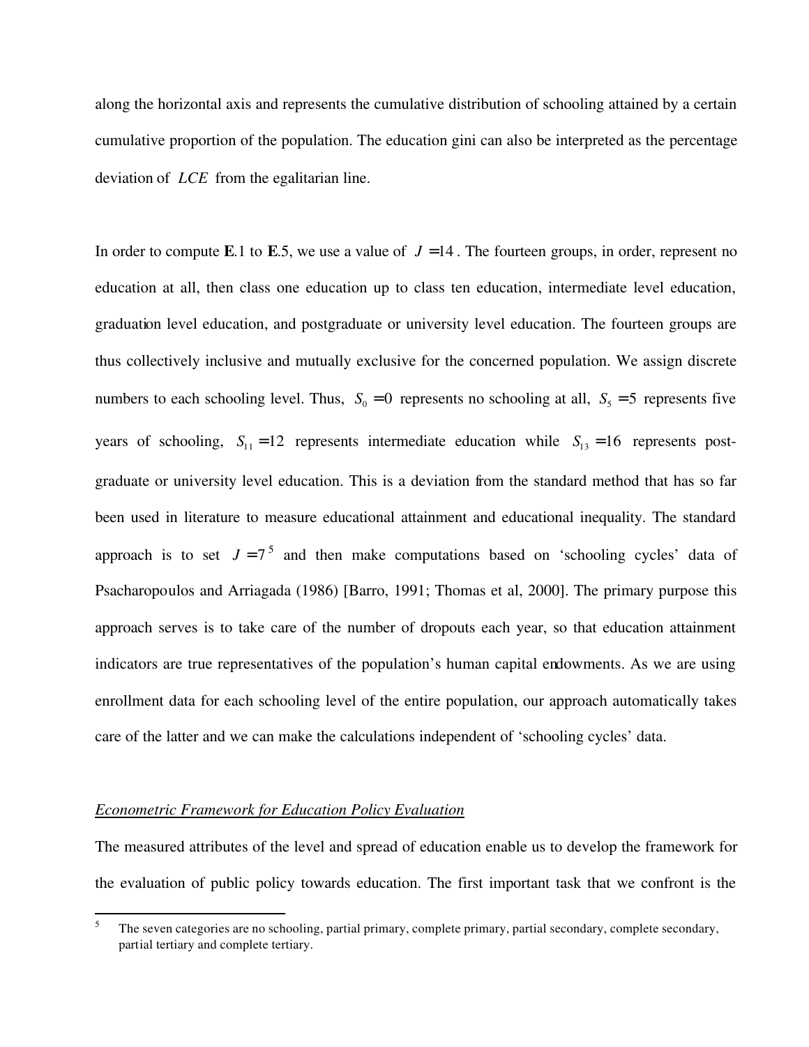along the horizontal axis and represents the cumulative distribution of schooling attained by a certain cumulative proportion of the population. The education gini can also be interpreted as the percentage deviation of $LCE$ from the egalitarian line.

In order to compute **E**.1 to **E**.5, we use a value of $J = 14$. The fourteen groups, in order, represent no education at all, then class one education up to class ten education, intermediate level education, graduation level education, and postgraduate or university level education. The fourteen groups are thus collectively inclusive and mutually exclusive for the concerned population. We assign discrete numbers to each schooling level. Thus, $S_0 = 0$ represents no schooling at all, $S_5 = 5$ represents five years of schooling, $S_{11} = 12$ represents intermediate education while $S_{13} = 16$ represents post-graduate or university level education. This is a deviation from the standard method that has so far been used in literature to measure educational attainment and educational inequality. The standard approach is to set $J = 7$[5] and then make computations based on 'schooling cycles' data of Psacharopoulos and Arriagada (1986) [Barro, 1991; Thomas et al, 2000]. The primary purpose this approach serves is to take care of the number of dropouts each year, so that education attainment indicators are true representatives of the population's human capital endowments. As we are using enrollment data for each schooling level of the entire population, our approach automatically takes care of the latter and we can make the calculations independent of 'schooling cycles' data.

*Econometric Framework for Education Policy Evaluation*

The measured attributes of the level and spread of education enable us to develop the framework for the evaluation of public policy towards education. The first important task that we confront is the

---

[5] The seven categories are no schooling, partial primary, complete primary, partial secondary, complete secondary, partial tertiary and complete tertiary.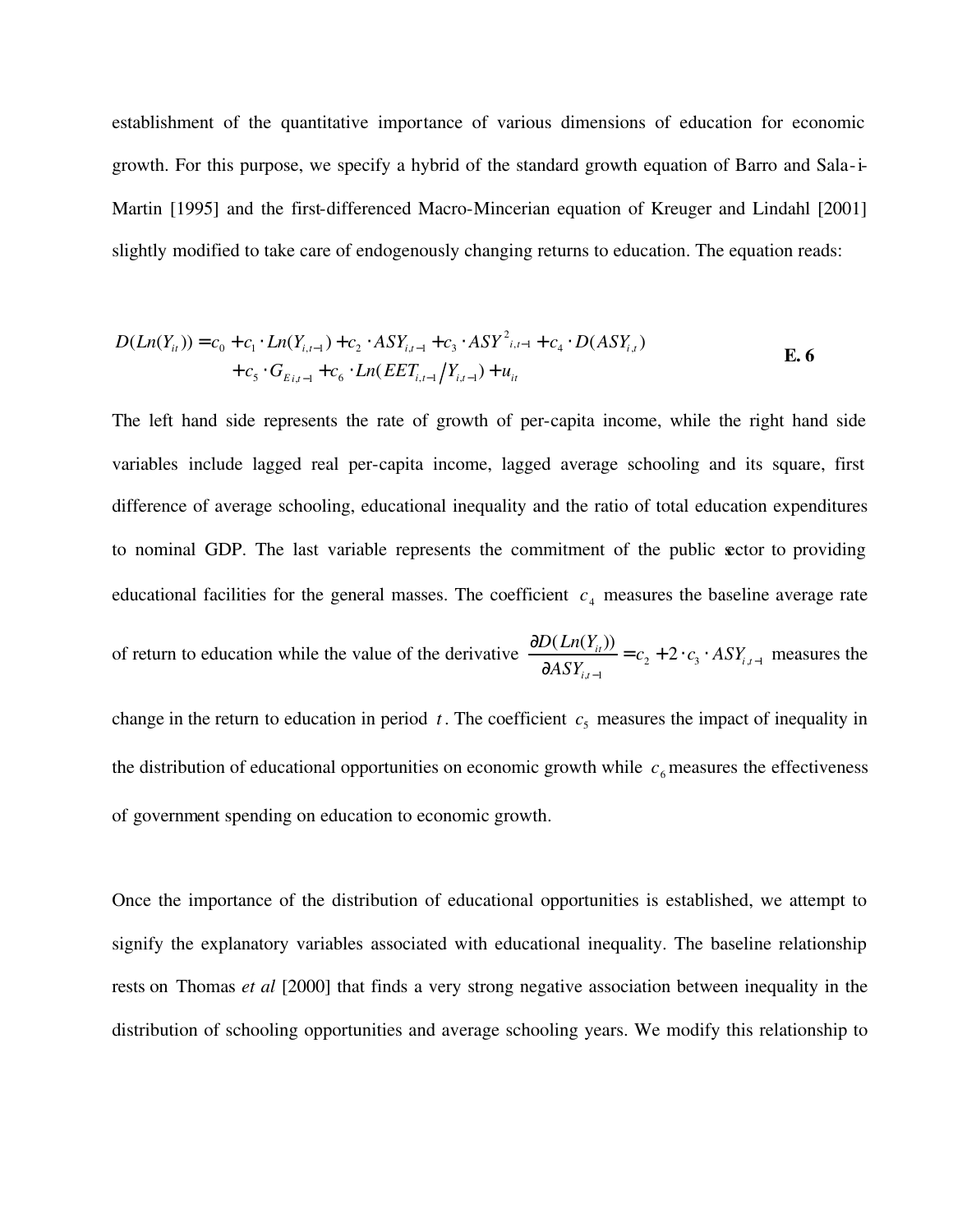establishment of the quantitative importance of various dimensions of education for economic growth. For this purpose, we specify a hybrid of the standard growth equation of Barro and Sala-i-Martin [1995] and the first-differenced Macro-Mincerian equation of Kreuger and Lindahl [2001] slightly modified to take care of endogenously changing returns to education. The equation reads:

$$
\begin{aligned}
D(Ln(Y_{it})) = c_0 + c_1 \cdot Ln(Y_{i,t-1}) + c_2 \cdot ASY_{i,t-1} + c_3 \cdot ASY^2_{i,t-1} + c_4 \cdot D(ASY_{i,t}) \\
+ c_5 \cdot G_{E\,i,t-1} + c_6 \cdot Ln(EET_{i,t-1} / Y_{i,t-1}) + u_{it}
\end{aligned}
\qquad \textbf{E. 6}
$$

The left hand side represents the rate of growth of per-capita income, while the right hand side variables include lagged real per-capita income, lagged average schooling and its square, first difference of average schooling, educational inequality and the ratio of total education expenditures to nominal GDP. The last variable represents the commitment of the public sector to providing educational facilities for the general masses. The coefficient $c_4$ measures the baseline average rate of return to education while the value of the derivative $\frac{\partial D(Ln(Y_{it}))}{\partial ASY_{i,t-1}} = c_2 + 2 \cdot c_3 \cdot ASY_{i,t-1}$ measures the change in the return to education in period $t$. The coefficient $c_5$ measures the impact of inequality in the distribution of educational opportunities on economic growth while $c_6$ measures the effectiveness of government spending on education to economic growth.

Once the importance of the distribution of educational opportunities is established, we attempt to signify the explanatory variables associated with educational inequality. The baseline relationship rests on Thomas *et al* [2000] that finds a very strong negative association between inequality in the distribution of schooling opportunities and average schooling years. We modify this relationship to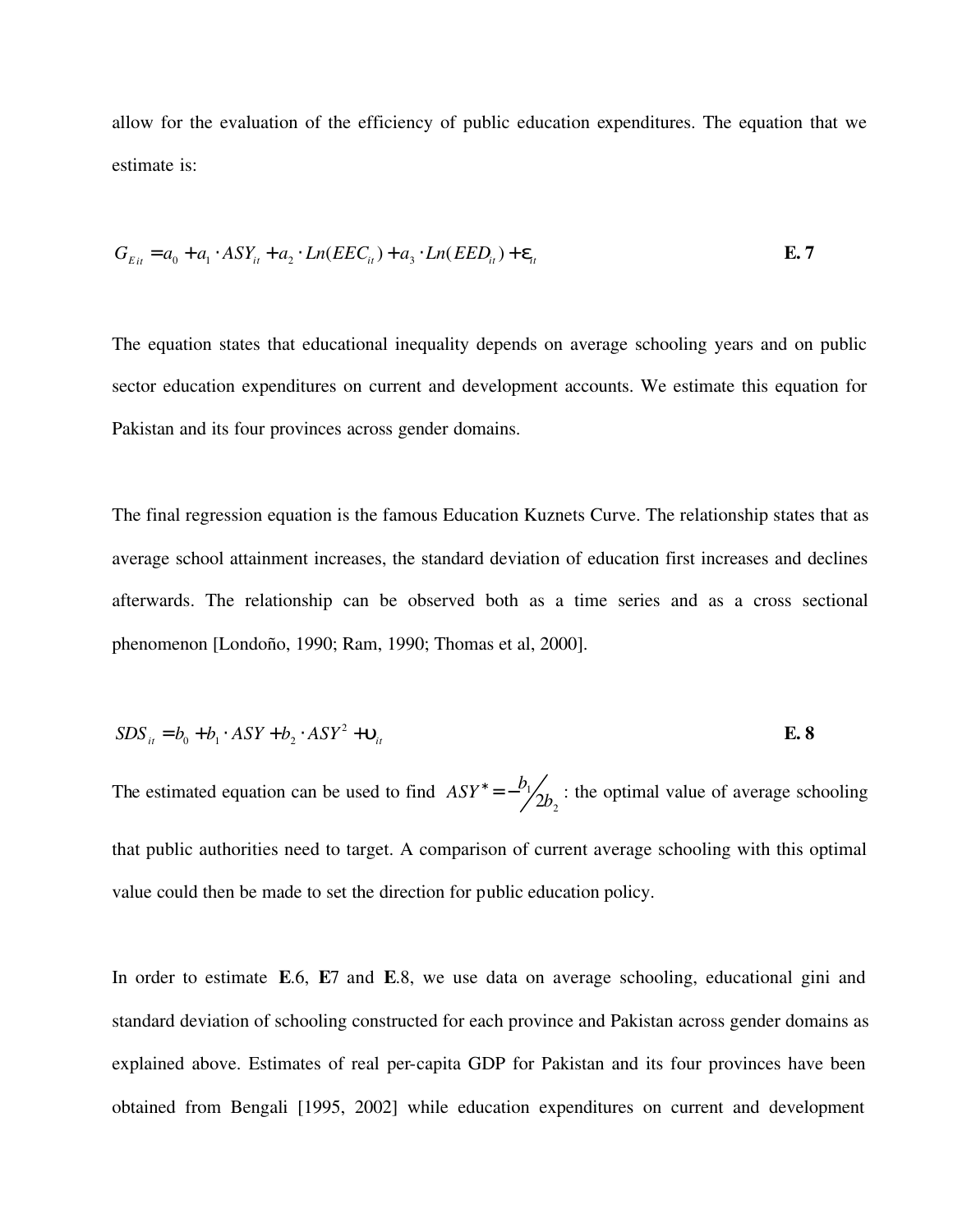allow for the evaluation of the efficiency of public education expenditures. The equation that we estimate is:

$$G_{Eit} = a_0 + a_1 \cdot ASY_{it} + a_2 \cdot Ln(EEC_{it}) + a_3 \cdot Ln(EED_{it}) + \varepsilon_{it} \qquad \textbf{E. 7}$$

The equation states that educational inequality depends on average schooling years and on public sector education expenditures on current and development accounts. We estimate this equation for Pakistan and its four provinces across gender domains.

The final regression equation is the famous Education Kuznets Curve. The relationship states that as average school attainment increases, the standard deviation of education first increases and declines afterwards. The relationship can be observed both as a time series and as a cross sectional phenomenon [Londoño, 1990; Ram, 1990; Thomas et al, 2000].

$$SDS_{it} = b_0 + b_1 \cdot ASY + b_2 \cdot ASY^2 + \upsilon_{it} \qquad \textbf{E. 8}$$

The estimated equation can be used to find $ASY^* = -b_1 / 2b_2$ : the optimal value of average schooling that public authorities need to target. A comparison of current average schooling with this optimal value could then be made to set the direction for public education policy.

In order to estimate **E**.6, **E**7 and **E**.8, we use data on average schooling, educational gini and standard deviation of schooling constructed for each province and Pakistan across gender domains as explained above. Estimates of real per-capita GDP for Pakistan and its four provinces have been obtained from Bengali [1995, 2002] while education expenditures on current and development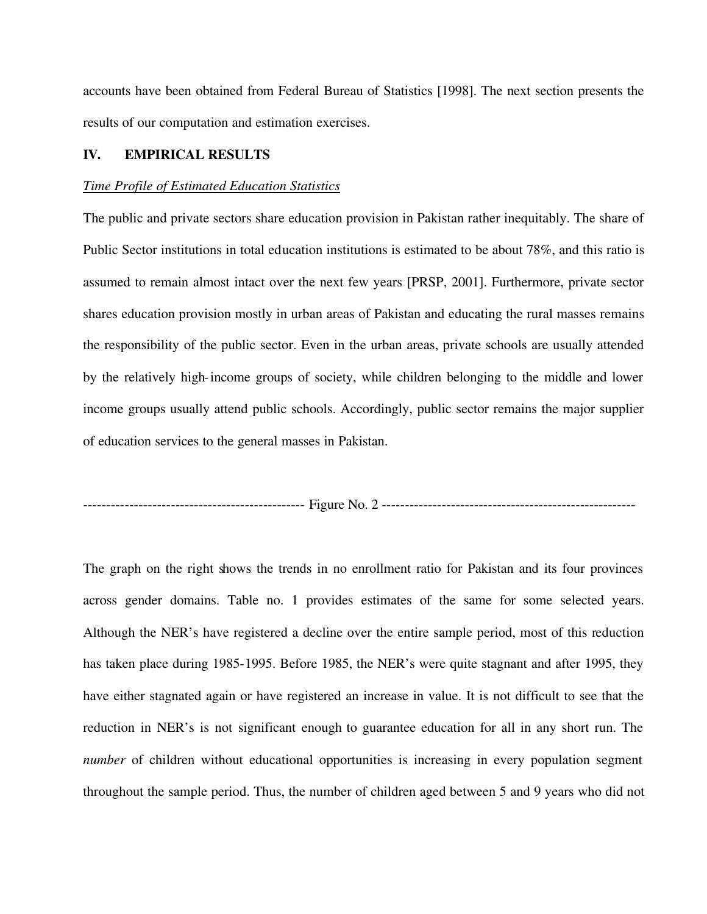accounts have been obtained from Federal Bureau of Statistics [1998]. The next section presents the results of our computation and estimation exercises.

## IV. EMPIRICAL RESULTS

*Time Profile of Estimated Education Statistics*

The public and private sectors share education provision in Pakistan rather inequitably. The share of Public Sector institutions in total education institutions is estimated to be about 78%, and this ratio is assumed to remain almost intact over the next few years [PRSP, 2001]. Furthermore, private sector shares education provision mostly in urban areas of Pakistan and educating the rural masses remains the responsibility of the public sector. Even in the urban areas, private schools are usually attended by the relatively high-income groups of society, while children belonging to the middle and lower income groups usually attend public schools. Accordingly, public sector remains the major supplier of education services to the general masses in Pakistan.

------------------------------------------------ Figure No. 2 -------------------------------------------------------

The graph on the right shows the trends in no enrollment ratio for Pakistan and its four provinces across gender domains. Table no. 1 provides estimates of the same for some selected years. Although the NER's have registered a decline over the entire sample period, most of this reduction has taken place during 1985-1995. Before 1985, the NER's were quite stagnant and after 1995, they have either stagnated again or have registered an increase in value. It is not difficult to see that the reduction in NER's is not significant enough to guarantee education for all in any short run. The *number* of children without educational opportunities is increasing in every population segment throughout the sample period. Thus, the number of children aged between 5 and 9 years who did not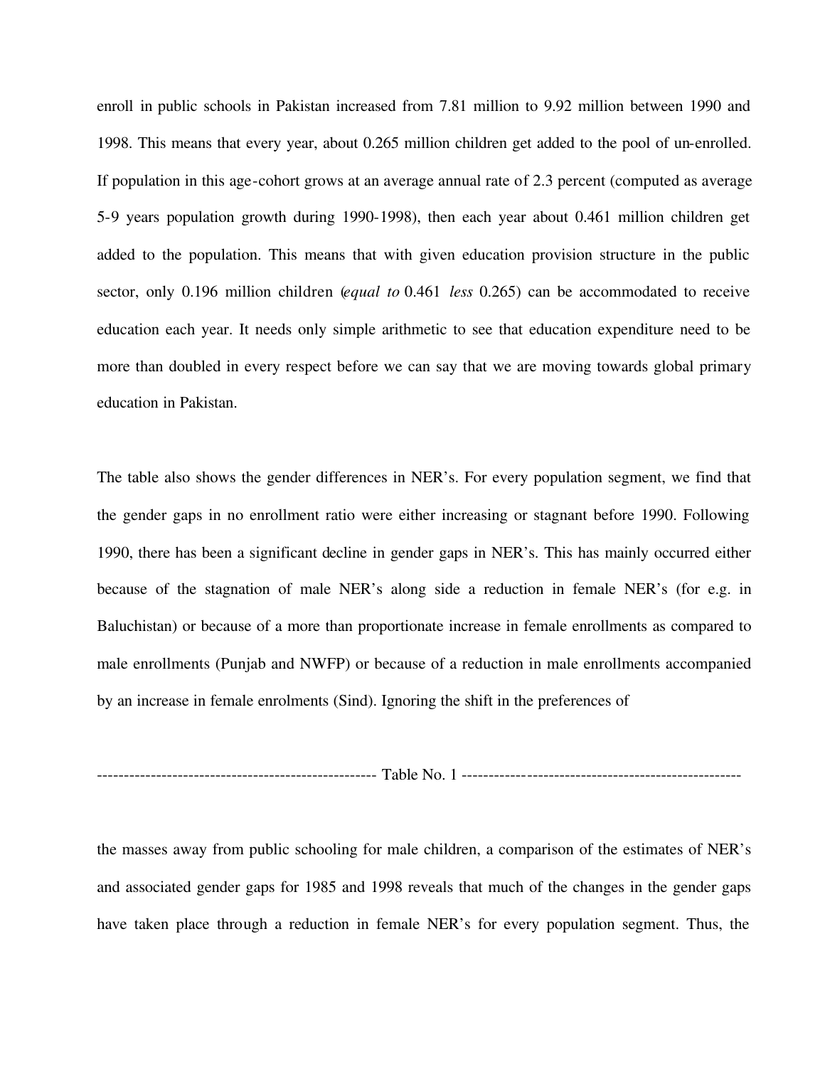enroll in public schools in Pakistan increased from 7.81 million to 9.92 million between 1990 and 1998. This means that every year, about 0.265 million children get added to the pool of un-enrolled. If population in this age-cohort grows at an average annual rate of 2.3 percent (computed as average 5-9 years population growth during 1990-1998), then each year about 0.461 million children get added to the population. This means that with given education provision structure in the public sector, only 0.196 million children (*equal to* 0.461 *less* 0.265) can be accommodated to receive education each year. It needs only simple arithmetic to see that education expenditure need to be more than doubled in every respect before we can say that we are moving towards global primary education in Pakistan.

The table also shows the gender differences in NER's. For every population segment, we find that the gender gaps in no enrollment ratio were either increasing or stagnant before 1990. Following 1990, there has been a significant decline in gender gaps in NER's. This has mainly occurred either because of the stagnation of male NER's along side a reduction in female NER's (for e.g. in Baluchistan) or because of a more than proportionate increase in female enrollments as compared to male enrollments (Punjab and NWFP) or because of a reduction in male enrollments accompanied by an increase in female enrolments (Sind). Ignoring the shift in the preferences of

---------------------------------------------------- Table No. 1 ----------------------------------------------------

the masses away from public schooling for male children, a comparison of the estimates of NER's and associated gender gaps for 1985 and 1998 reveals that much of the changes in the gender gaps have taken place through a reduction in female NER's for every population segment. Thus, the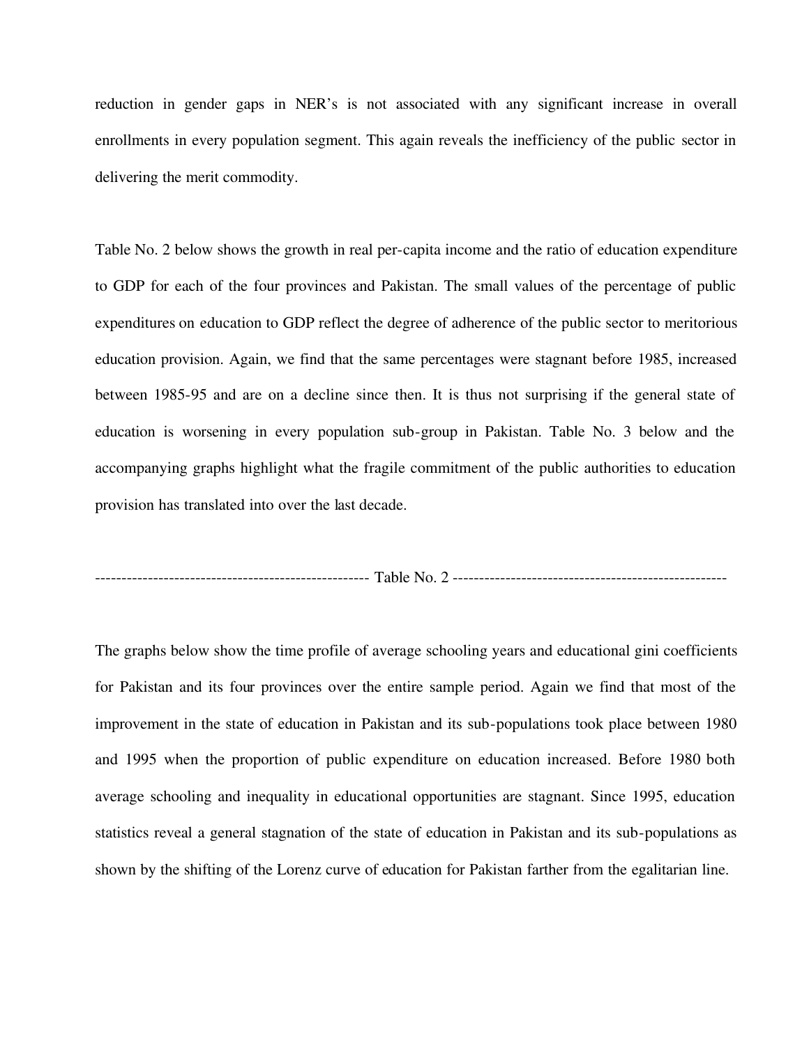reduction in gender gaps in NER's is not associated with any significant increase in overall enrollments in every population segment. This again reveals the inefficiency of the public sector in delivering the merit commodity.

Table No. 2 below shows the growth in real per-capita income and the ratio of education expenditure to GDP for each of the four provinces and Pakistan. The small values of the percentage of public expenditures on education to GDP reflect the degree of adherence of the public sector to meritorious education provision. Again, we find that the same percentages were stagnant before 1985, increased between 1985-95 and are on a decline since then. It is thus not surprising if the general state of education is worsening in every population sub-group in Pakistan. Table No. 3 below and the accompanying graphs highlight what the fragile commitment of the public authorities to education provision has translated into over the last decade.

---------------------------------------------------- Table No. 2 ----------------------------------------------------

The graphs below show the time profile of average schooling years and educational gini coefficients for Pakistan and its four provinces over the entire sample period. Again we find that most of the improvement in the state of education in Pakistan and its sub-populations took place between 1980 and 1995 when the proportion of public expenditure on education increased. Before 1980 both average schooling and inequality in educational opportunities are stagnant. Since 1995, education statistics reveal a general stagnation of the state of education in Pakistan and its sub-populations as shown by the shifting of the Lorenz curve of education for Pakistan farther from the egalitarian line.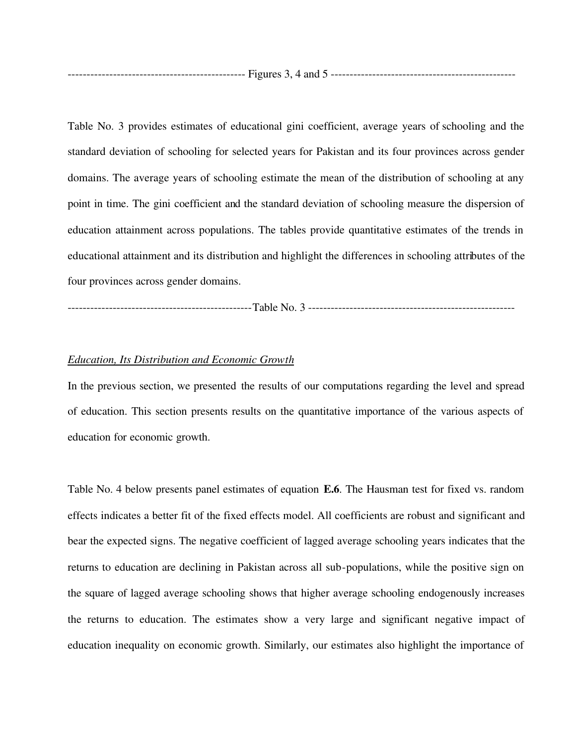----------------------------------------------- Figures 3, 4 and 5 -------------------------------------------------

Table No. 3 provides estimates of educational gini coefficient, average years of schooling and the standard deviation of schooling for selected years for Pakistan and its four provinces across gender domains. The average years of schooling estimate the mean of the distribution of schooling at any point in time. The gini coefficient and the standard deviation of schooling measure the dispersion of education attainment across populations. The tables provide quantitative estimates of the trends in educational attainment and its distribution and highlight the differences in schooling attributes of the four provinces across gender domains.

------------------------------------------------- Table No. 3 -------------------------------------------------------

*Education, Its Distribution and Economic Growth*

In the previous section, we presented the results of our computations regarding the level and spread of education. This section presents results on the quantitative importance of the various aspects of education for economic growth.

Table No. 4 below presents panel estimates of equation **E.6**. The Hausman test for fixed vs. random effects indicates a better fit of the fixed effects model. All coefficients are robust and significant and bear the expected signs. The negative coefficient of lagged average schooling years indicates that the returns to education are declining in Pakistan across all sub-populations, while the positive sign on the square of lagged average schooling shows that higher average schooling endogenously increases the returns to education. The estimates show a very large and significant negative impact of education inequality on economic growth. Similarly, our estimates also highlight the importance of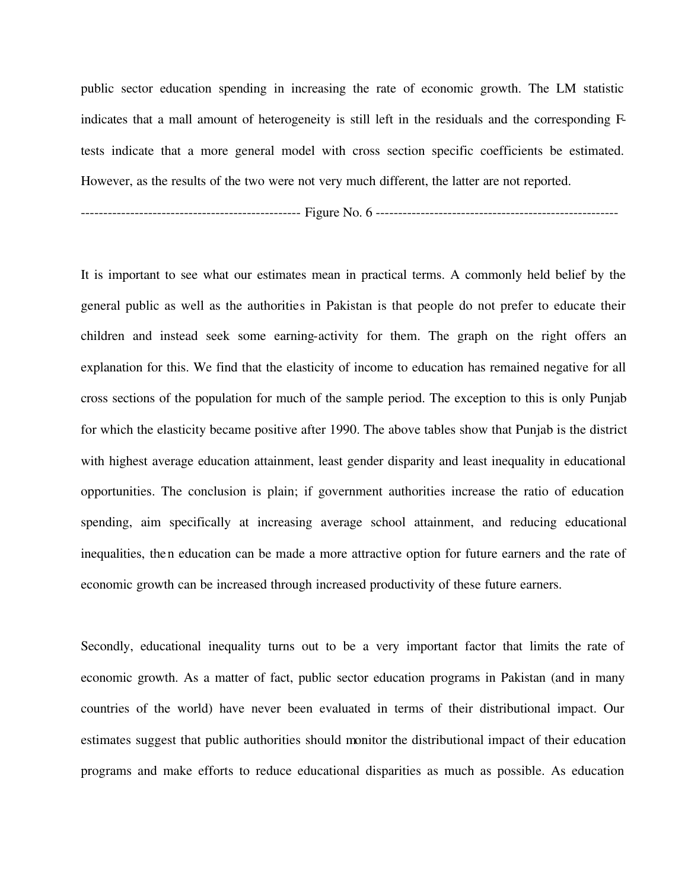public sector education spending in increasing the rate of economic growth. The LM statistic indicates that a mall amount of heterogeneity is still left in the residuals and the corresponding F-tests indicate that a more general model with cross section specific coefficients be estimated. However, as the results of the two were not very much different, the latter are not reported.

------------------------------------------------- Figure No. 6 ------------------------------------------------------

It is important to see what our estimates mean in practical terms. A commonly held belief by the general public as well as the authorities in Pakistan is that people do not prefer to educate their children and instead seek some earning-activity for them. The graph on the right offers an explanation for this. We find that the elasticity of income to education has remained negative for all cross sections of the population for much of the sample period. The exception to this is only Punjab for which the elasticity became positive after 1990. The above tables show that Punjab is the district with highest average education attainment, least gender disparity and least inequality in educational opportunities. The conclusion is plain; if government authorities increase the ratio of education spending, aim specifically at increasing average school attainment, and reducing educational inequalities, then education can be made a more attractive option for future earners and the rate of economic growth can be increased through increased productivity of these future earners.

Secondly, educational inequality turns out to be a very important factor that limits the rate of economic growth. As a matter of fact, public sector education programs in Pakistan (and in many countries of the world) have never been evaluated in terms of their distributional impact. Our estimates suggest that public authorities should monitor the distributional impact of their education programs and make efforts to reduce educational disparities as much as possible. As education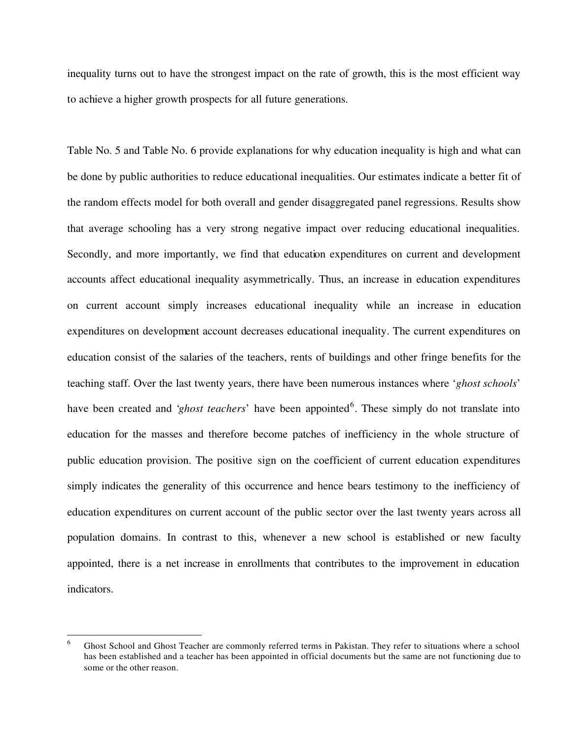inequality turns out to have the strongest impact on the rate of growth, this is the most efficient way to achieve a higher growth prospects for all future generations.

Table No. 5 and Table No. 6 provide explanations for why education inequality is high and what can be done by public authorities to reduce educational inequalities. Our estimates indicate a better fit of the random effects model for both overall and gender disaggregated panel regressions. Results show that average schooling has a very strong negative impact over reducing educational inequalities. Secondly, and more importantly, we find that education expenditures on current and development accounts affect educational inequality asymmetrically. Thus, an increase in education expenditures on current account simply increases educational inequality while an increase in education expenditures on development account decreases educational inequality. The current expenditures on education consist of the salaries of the teachers, rents of buildings and other fringe benefits for the teaching staff. Over the last twenty years, there have been numerous instances where '*ghost schools*' have been created and '*ghost teachers*' have been appointed[6]. These simply do not translate into education for the masses and therefore become patches of inefficiency in the whole structure of public education provision. The positive sign on the coefficient of current education expenditures simply indicates the generality of this occurrence and hence bears testimony to the inefficiency of education expenditures on current account of the public sector over the last twenty years across all population domains. In contrast to this, whenever a new school is established or new faculty appointed, there is a net increase in enrollments that contributes to the improvement in education indicators.

---

[6] Ghost School and Ghost Teacher are commonly referred terms in Pakistan. They refer to situations where a school has been established and a teacher has been appointed in official documents but the same are not functioning due to some or the other reason.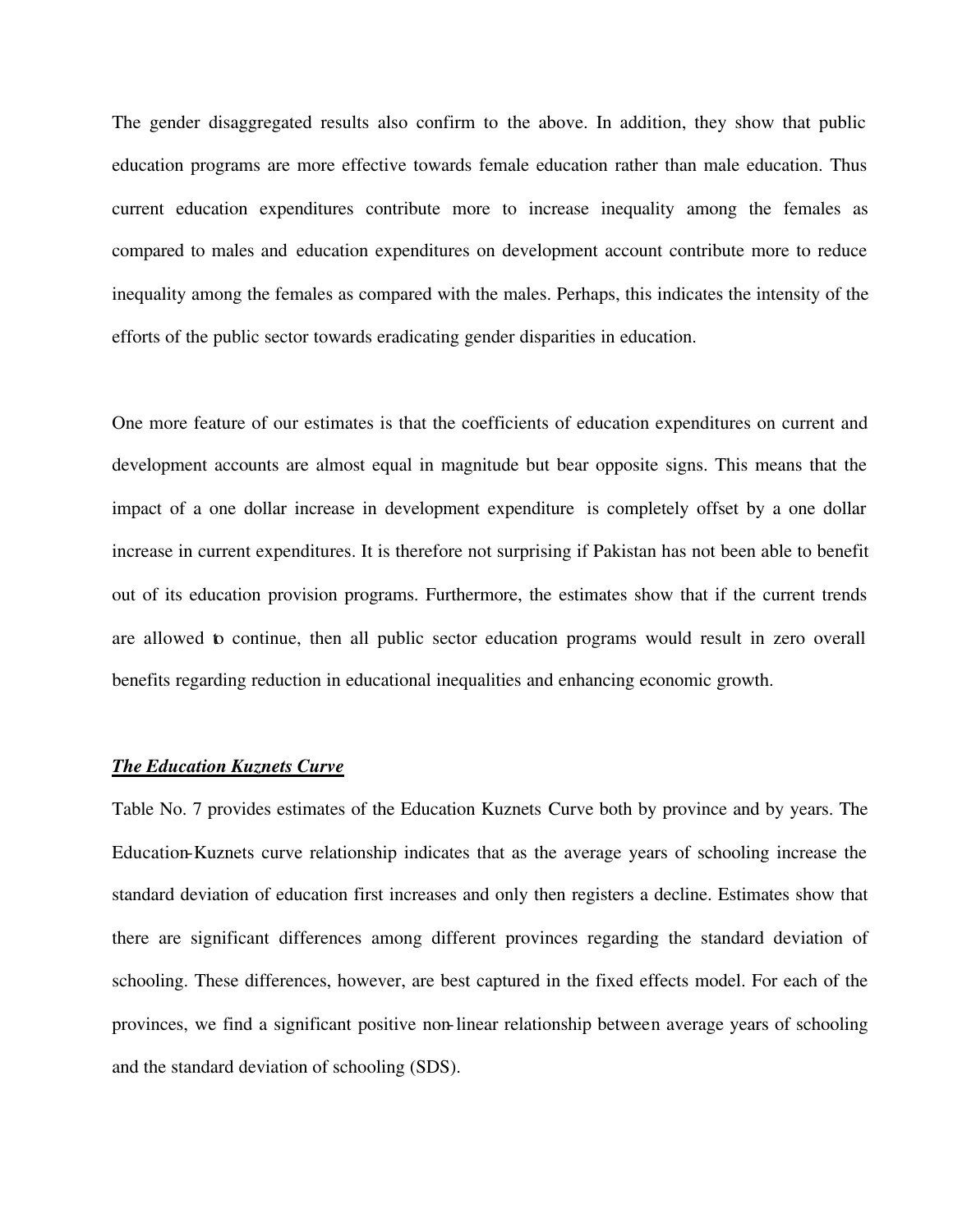The gender disaggregated results also confirm to the above. In addition, they show that public education programs are more effective towards female education rather than male education. Thus current education expenditures contribute more to increase inequality among the females as compared to males and education expenditures on development account contribute more to reduce inequality among the females as compared with the males. Perhaps, this indicates the intensity of the efforts of the public sector towards eradicating gender disparities in education.

One more feature of our estimates is that the coefficients of education expenditures on current and development accounts are almost equal in magnitude but bear opposite signs. This means that the impact of a one dollar increase in development expenditure is completely offset by a one dollar increase in current expenditures. It is therefore not surprising if Pakistan has not been able to benefit out of its education provision programs. Furthermore, the estimates show that if the current trends are allowed to continue, then all public sector education programs would result in zero overall benefits regarding reduction in educational inequalities and enhancing economic growth.

***The Education Kuznets Curve***

Table No. 7 provides estimates of the Education Kuznets Curve both by province and by years. The Education-Kuznets curve relationship indicates that as the average years of schooling increase the standard deviation of education first increases and only then registers a decline. Estimates show that there are significant differences among different provinces regarding the standard deviation of schooling. These differences, however, are best captured in the fixed effects model. For each of the provinces, we find a significant positive non-linear relationship between average years of schooling and the standard deviation of schooling (SDS).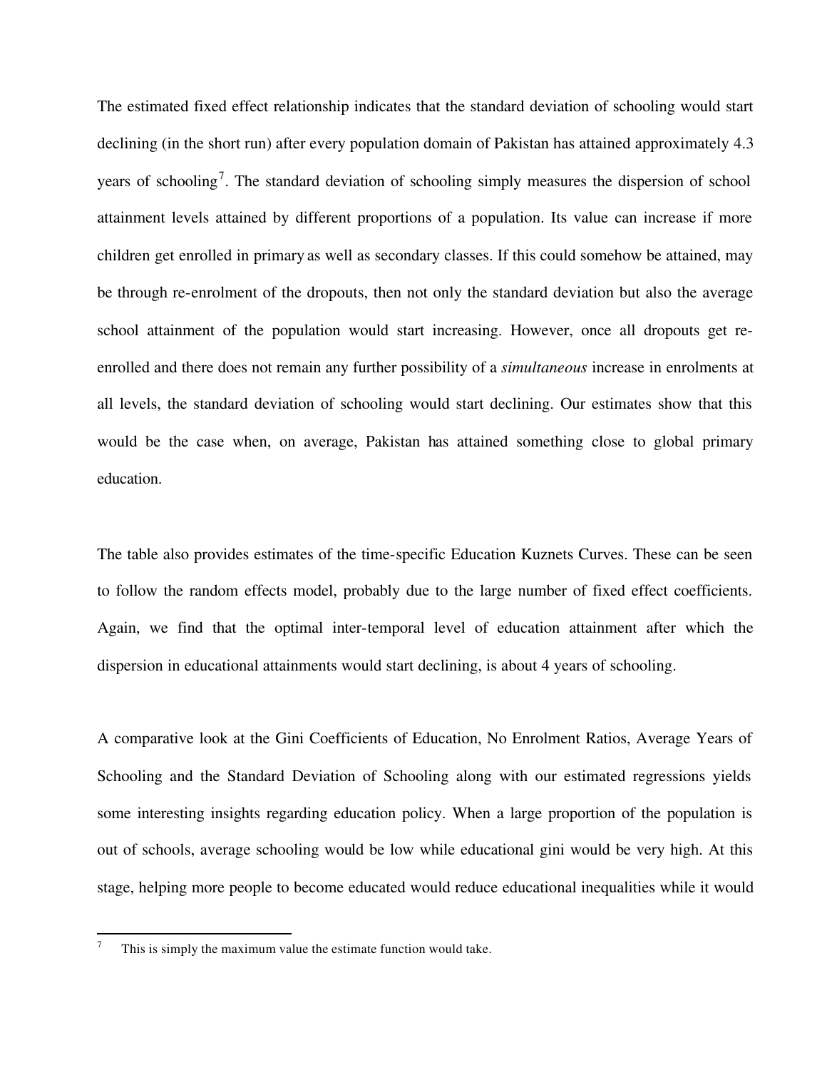The estimated fixed effect relationship indicates that the standard deviation of schooling would start declining (in the short run) after every population domain of Pakistan has attained approximately 4.3 years of schooling[7]. The standard deviation of schooling simply measures the dispersion of school attainment levels attained by different proportions of a population. Its value can increase if more children get enrolled in primary as well as secondary classes. If this could somehow be attained, may be through re-enrolment of the dropouts, then not only the standard deviation but also the average school attainment of the population would start increasing. However, once all dropouts get re-enrolled and there does not remain any further possibility of a *simultaneous* increase in enrolments at all levels, the standard deviation of schooling would start declining. Our estimates show that this would be the case when, on average, Pakistan has attained something close to global primary education.

The table also provides estimates of the time-specific Education Kuznets Curves. These can be seen to follow the random effects model, probably due to the large number of fixed effect coefficients. Again, we find that the optimal inter-temporal level of education attainment after which the dispersion in educational attainments would start declining, is about 4 years of schooling.

A comparative look at the Gini Coefficients of Education, No Enrolment Ratios, Average Years of Schooling and the Standard Deviation of Schooling along with our estimated regressions yields some interesting insights regarding education policy. When a large proportion of the population is out of schools, average schooling would be low while educational gini would be very high. At this stage, helping more people to become educated would reduce educational inequalities while it would

[7] This is simply the maximum value the estimate function would take.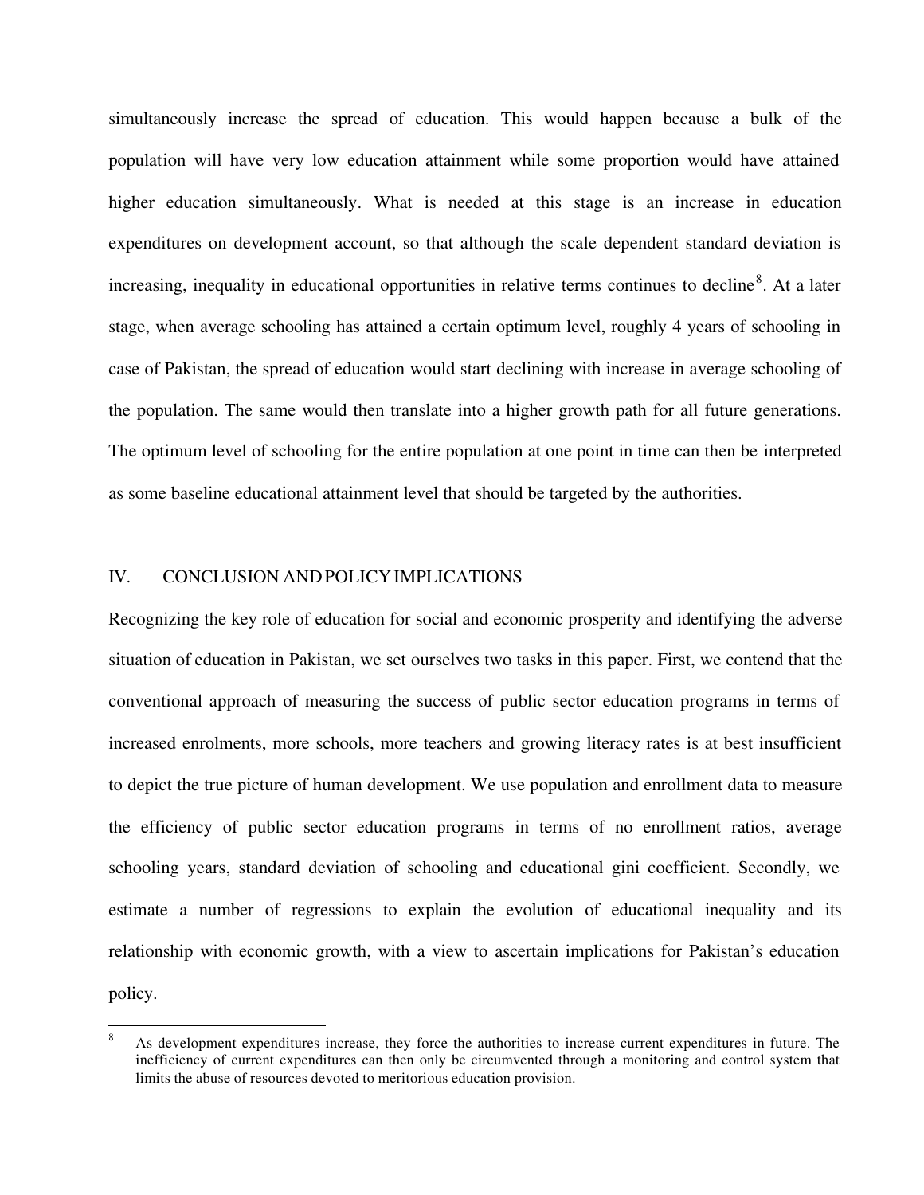simultaneously increase the spread of education. This would happen because a bulk of the population will have very low education attainment while some proportion would have attained higher education simultaneously. What is needed at this stage is an increase in education expenditures on development account, so that although the scale dependent standard deviation is increasing, inequality in educational opportunities in relative terms continues to decline[8]. At a later stage, when average schooling has attained a certain optimum level, roughly 4 years of schooling in case of Pakistan, the spread of education would start declining with increase in average schooling of the population. The same would then translate into a higher growth path for all future generations. The optimum level of schooling for the entire population at one point in time can then be interpreted as some baseline educational attainment level that should be targeted by the authorities.

## IV. CONCLUSION AND POLICY IMPLICATIONS

Recognizing the key role of education for social and economic prosperity and identifying the adverse situation of education in Pakistan, we set ourselves two tasks in this paper. First, we contend that the conventional approach of measuring the success of public sector education programs in terms of increased enrolments, more schools, more teachers and growing literacy rates is at best insufficient to depict the true picture of human development. We use population and enrollment data to measure the efficiency of public sector education programs in terms of no enrollment ratios, average schooling years, standard deviation of schooling and educational gini coefficient. Secondly, we estimate a number of regressions to explain the evolution of educational inequality and its relationship with economic growth, with a view to ascertain implications for Pakistan's education policy.

[8] As development expenditures increase, they force the authorities to increase current expenditures in future. The inefficiency of current expenditures can then only be circumvented through a monitoring and control system that limits the abuse of resources devoted to meritorious education provision.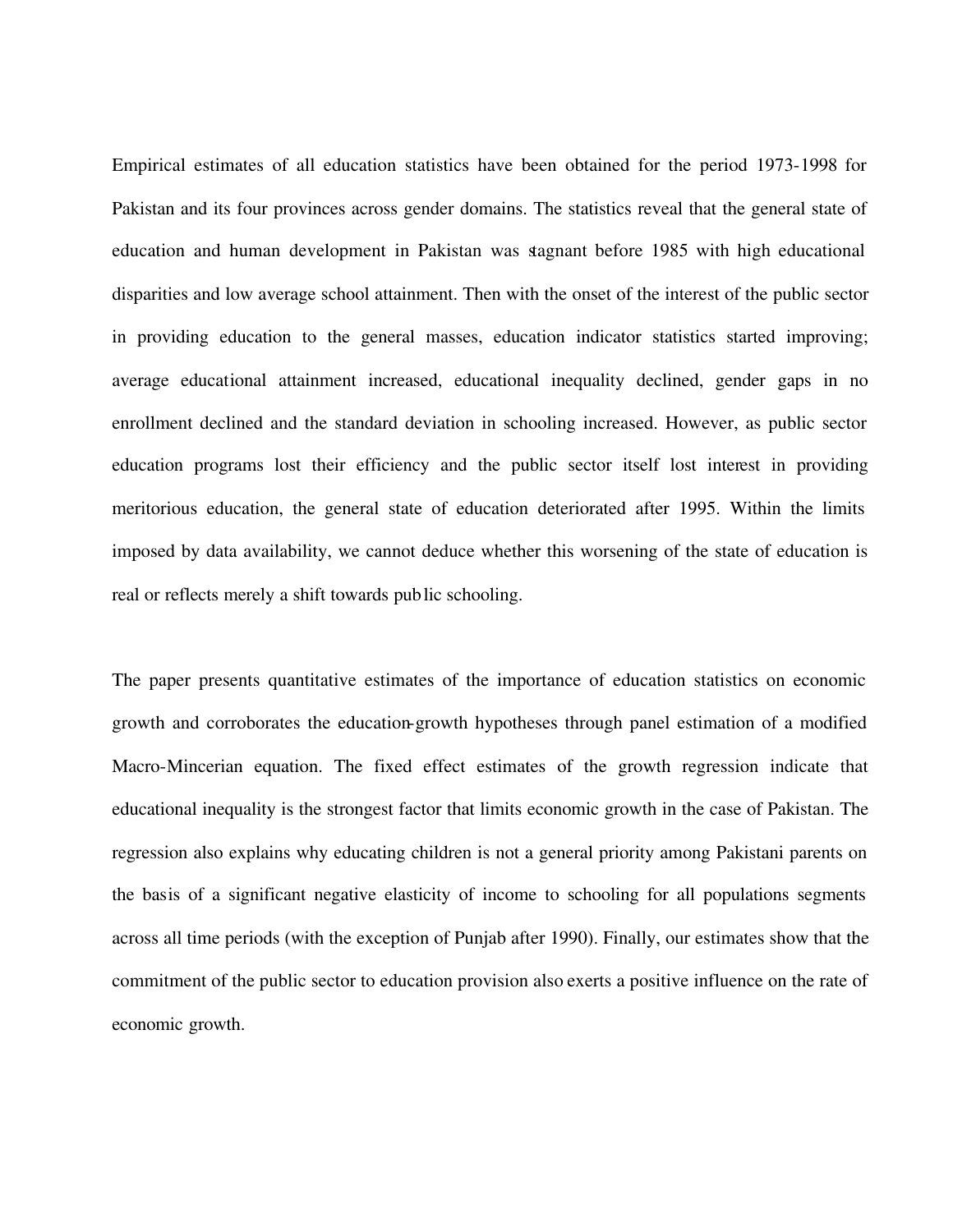Empirical estimates of all education statistics have been obtained for the period 1973-1998 for Pakistan and its four provinces across gender domains. The statistics reveal that the general state of education and human development in Pakistan was stagnant before 1985 with high educational disparities and low average school attainment. Then with the onset of the interest of the public sector in providing education to the general masses, education indicator statistics started improving; average educational attainment increased, educational inequality declined, gender gaps in no enrollment declined and the standard deviation in schooling increased. However, as public sector education programs lost their efficiency and the public sector itself lost interest in providing meritorious education, the general state of education deteriorated after 1995. Within the limits imposed by data availability, we cannot deduce whether this worsening of the state of education is real or reflects merely a shift towards public schooling.

The paper presents quantitative estimates of the importance of education statistics on economic growth and corroborates the education-growth hypotheses through panel estimation of a modified Macro-Mincerian equation. The fixed effect estimates of the growth regression indicate that educational inequality is the strongest factor that limits economic growth in the case of Pakistan. The regression also explains why educating children is not a general priority among Pakistani parents on the basis of a significant negative elasticity of income to schooling for all populations segments across all time periods (with the exception of Punjab after 1990). Finally, our estimates show that the commitment of the public sector to education provision also exerts a positive influence on the rate of economic growth.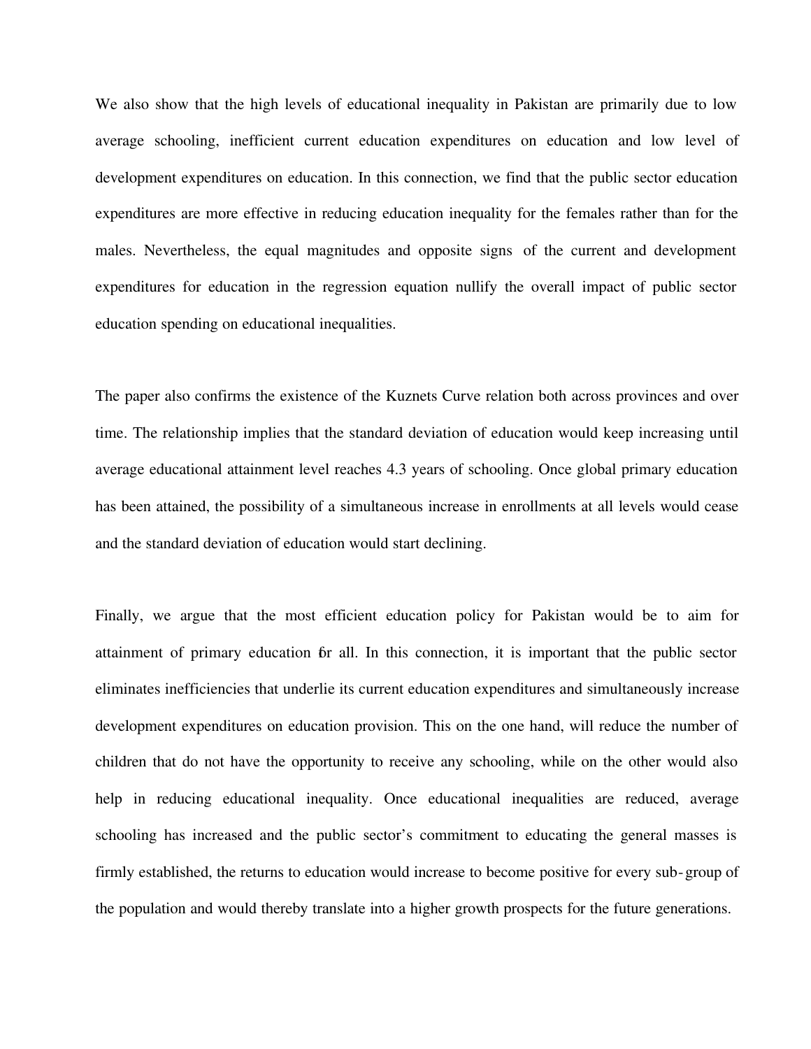We also show that the high levels of educational inequality in Pakistan are primarily due to low average schooling, inefficient current education expenditures on education and low level of development expenditures on education. In this connection, we find that the public sector education expenditures are more effective in reducing education inequality for the females rather than for the males. Nevertheless, the equal magnitudes and opposite signs of the current and development expenditures for education in the regression equation nullify the overall impact of public sector education spending on educational inequalities.

The paper also confirms the existence of the Kuznets Curve relation both across provinces and over time. The relationship implies that the standard deviation of education would keep increasing until average educational attainment level reaches 4.3 years of schooling. Once global primary education has been attained, the possibility of a simultaneous increase in enrollments at all levels would cease and the standard deviation of education would start declining.

Finally, we argue that the most efficient education policy for Pakistan would be to aim for attainment of primary education for all. In this connection, it is important that the public sector eliminates inefficiencies that underlie its current education expenditures and simultaneously increase development expenditures on education provision. This on the one hand, will reduce the number of children that do not have the opportunity to receive any schooling, while on the other would also help in reducing educational inequality. Once educational inequalities are reduced, average schooling has increased and the public sector's commitment to educating the general masses is firmly established, the returns to education would increase to become positive for every sub-group of the population and would thereby translate into a higher growth prospects for the future generations.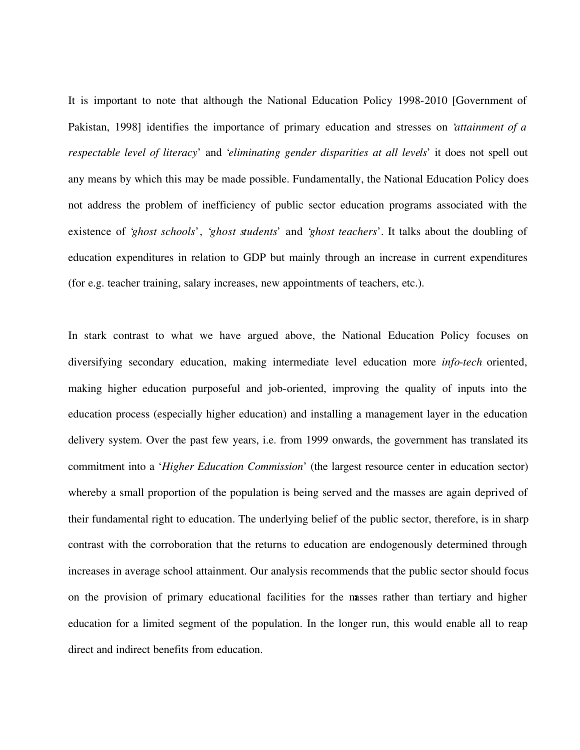It is important to note that although the National Education Policy 1998-2010 [Government of Pakistan, 1998] identifies the importance of primary education and stresses on '*attainment of a respectable level of literacy*' and '*eliminating gender disparities at all levels*' it does not spell out any means by which this may be made possible. Fundamentally, the National Education Policy does not address the problem of inefficiency of public sector education programs associated with the existence of '*ghost schools*', '*ghost students*' and '*ghost teachers*'. It talks about the doubling of education expenditures in relation to GDP but mainly through an increase in current expenditures (for e.g. teacher training, salary increases, new appointments of teachers, etc.).

In stark contrast to what we have argued above, the National Education Policy focuses on diversifying secondary education, making intermediate level education more *info-tech* oriented, making higher education purposeful and job-oriented, improving the quality of inputs into the education process (especially higher education) and installing a management layer in the education delivery system. Over the past few years, i.e. from 1999 onwards, the government has translated its commitment into a '*Higher Education Commission*' (the largest resource center in education sector) whereby a small proportion of the population is being served and the masses are again deprived of their fundamental right to education. The underlying belief of the public sector, therefore, is in sharp contrast with the corroboration that the returns to education are endogenously determined through increases in average school attainment. Our analysis recommends that the public sector should focus on the provision of primary educational facilities for the masses rather than tertiary and higher education for a limited segment of the population. In the longer run, this would enable all to reap direct and indirect benefits from education.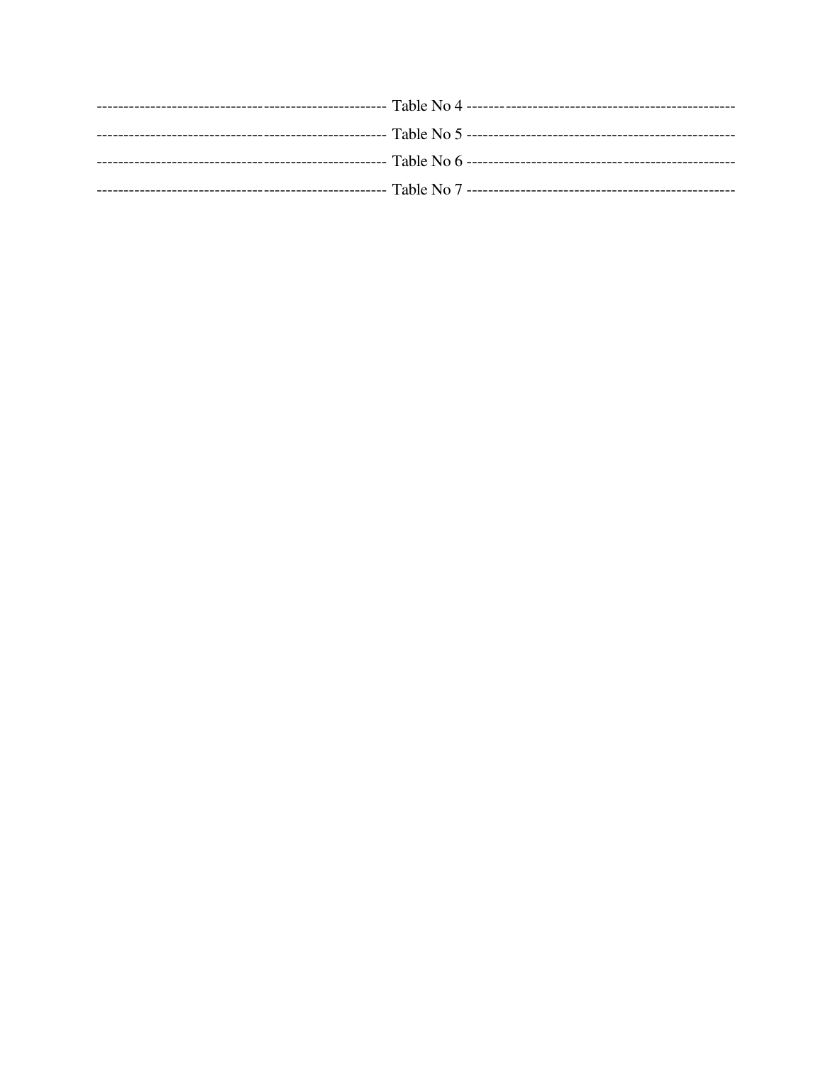----------------------------------------------------- Table No 4 -------------------------------------------------

----------------------------------------------------- Table No 5 -------------------------------------------------

----------------------------------------------------- Table No 6 -------------------------------------------------

----------------------------------------------------- Table No 7 -------------------------------------------------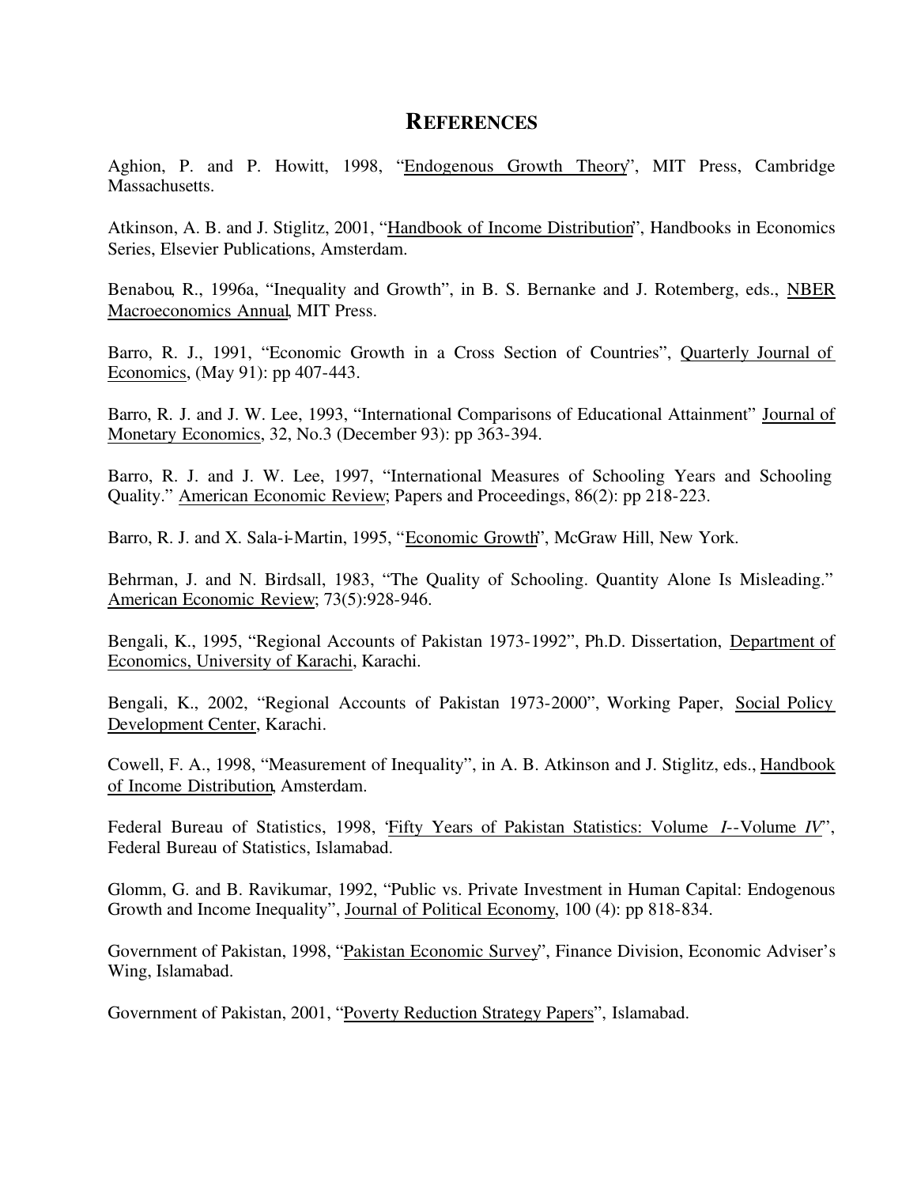# REFERENCES

Aghion, P. and P. Howitt, 1998, "Endogenous Growth Theory", MIT Press, Cambridge Massachusetts.

Atkinson, A. B. and J. Stiglitz, 2001, "Handbook of Income Distribution", Handbooks in Economics Series, Elsevier Publications, Amsterdam.

Benabou, R., 1996a, "Inequality and Growth", in B. S. Bernanke and J. Rotemberg, eds., NBER Macroeconomics Annual, MIT Press.

Barro, R. J., 1991, "Economic Growth in a Cross Section of Countries", Quarterly Journal of Economics, (May 91): pp 407-443.

Barro, R. J. and J. W. Lee, 1993, "International Comparisons of Educational Attainment" Journal of Monetary Economics, 32, No.3 (December 93): pp 363-394.

Barro, R. J. and J. W. Lee, 1997, "International Measures of Schooling Years and Schooling Quality." American Economic Review; Papers and Proceedings, 86(2): pp 218-223.

Barro, R. J. and X. Sala-i-Martin, 1995, "Economic Growth", McGraw Hill, New York.

Behrman, J. and N. Birdsall, 1983, "The Quality of Schooling. Quantity Alone Is Misleading." American Economic Review; 73(5):928-946.

Bengali, K., 1995, "Regional Accounts of Pakistan 1973-1992", Ph.D. Dissertation, Department of Economics, University of Karachi, Karachi.

Bengali, K., 2002, "Regional Accounts of Pakistan 1973-2000", Working Paper, Social Policy Development Center, Karachi.

Cowell, F. A., 1998, "Measurement of Inequality", in A. B. Atkinson and J. Stiglitz, eds., Handbook of Income Distribution, Amsterdam.

Federal Bureau of Statistics, 1998, "Fifty Years of Pakistan Statistics: Volume *I*--Volume *IV*", Federal Bureau of Statistics, Islamabad.

Glomm, G. and B. Ravikumar, 1992, "Public vs. Private Investment in Human Capital: Endogenous Growth and Income Inequality", Journal of Political Economy, 100 (4): pp 818-834.

Government of Pakistan, 1998, "Pakistan Economic Survey", Finance Division, Economic Adviser's Wing, Islamabad.

Government of Pakistan, 2001, "Poverty Reduction Strategy Papers", Islamabad.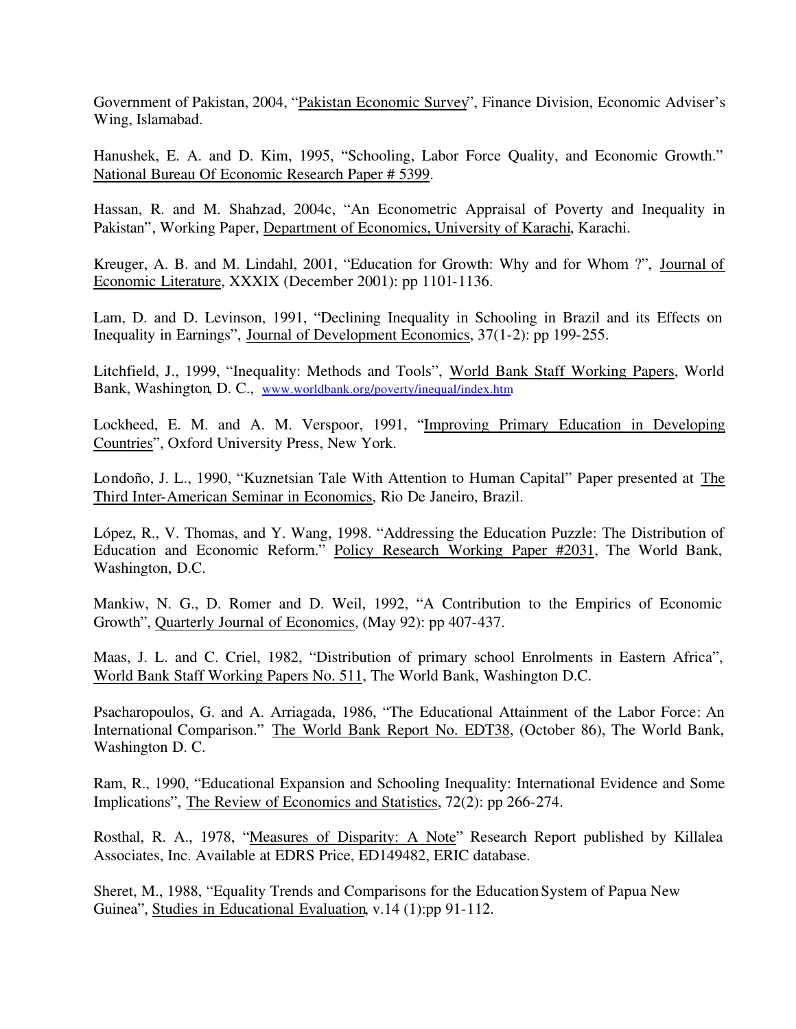Government of Pakistan, 2004, "Pakistan Economic Survey", Finance Division, Economic Adviser's Wing, Islamabad.

Hanushek, E. A. and D. Kim, 1995, "Schooling, Labor Force Quality, and Economic Growth." National Bureau Of Economic Research Paper # 5399.

Hassan, R. and M. Shahzad, 2004c, "An Econometric Appraisal of Poverty and Inequality in Pakistan", Working Paper, Department of Economics, University of Karachi, Karachi.

Kreuger, A. B. and M. Lindahl, 2001, "Education for Growth: Why and for Whom ?", Journal of Economic Literature, XXXIX (December 2001): pp 1101-1136.

Lam, D. and D. Levinson, 1991, "Declining Inequality in Schooling in Brazil and its Effects on Inequality in Earnings", Journal of Development Economics, 37(1-2): pp 199-255.

Litchfield, J., 1999, "Inequality: Methods and Tools", World Bank Staff Working Papers, World Bank, Washington, D. C., www.worldbank.org/poverty/inequal/index.htm

Lockheed, E. M. and A. M. Verspoor, 1991, "Improving Primary Education in Developing Countries", Oxford University Press, New York.

Londoño, J. L., 1990, "Kuznetsian Tale With Attention to Human Capital" Paper presented at The Third Inter-American Seminar in Economics, Rio De Janeiro, Brazil.

López, R., V. Thomas, and Y. Wang, 1998. "Addressing the Education Puzzle: The Distribution of Education and Economic Reform." Policy Research Working Paper #2031, The World Bank, Washington, D.C.

Mankiw, N. G., D. Romer and D. Weil, 1992, "A Contribution to the Empirics of Economic Growth", Quarterly Journal of Economics, (May 92): pp 407-437.

Maas, J. L. and C. Criel, 1982, "Distribution of primary school Enrolments in Eastern Africa", World Bank Staff Working Papers No. 511, The World Bank, Washington D.C.

Psacharopoulos, G. and A. Arriagada, 1986, "The Educational Attainment of the Labor Force: An International Comparison." The World Bank Report No. EDT38, (October 86), The World Bank, Washington D. C.

Ram, R., 1990, "Educational Expansion and Schooling Inequality: International Evidence and Some Implications", The Review of Economics and Statistics, 72(2): pp 266-274.

Rosthal, R. A., 1978, "Measures of Disparity: A Note" Research Report published by Killalea Associates, Inc. Available at EDRS Price, ED149482, ERIC database.

Sheret, M., 1988, "Equality Trends and Comparisons for the Education System of Papua New Guinea", Studies in Educational Evaluation, v.14 (1):pp 91-112.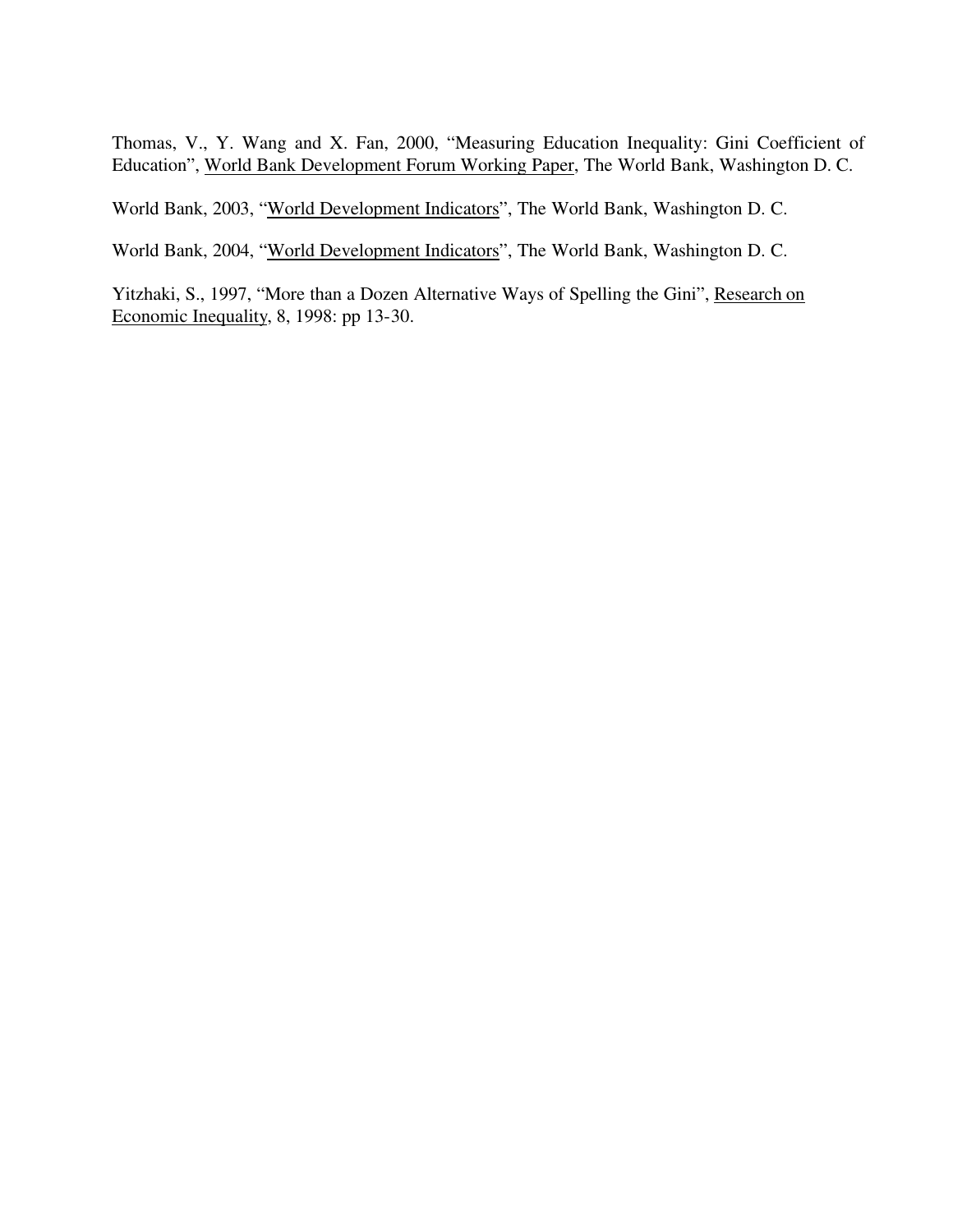Thomas, V., Y. Wang and X. Fan, 2000, "Measuring Education Inequality: Gini Coefficient of Education", World Bank Development Forum Working Paper, The World Bank, Washington D. C.

World Bank, 2003, "World Development Indicators", The World Bank, Washington D. C.

World Bank, 2004, "World Development Indicators", The World Bank, Washington D. C.

Yitzhaki, S., 1997, "More than a Dozen Alternative Ways of Spelling the Gini", Research on Economic Inequality, 8, 1998: pp 13-30.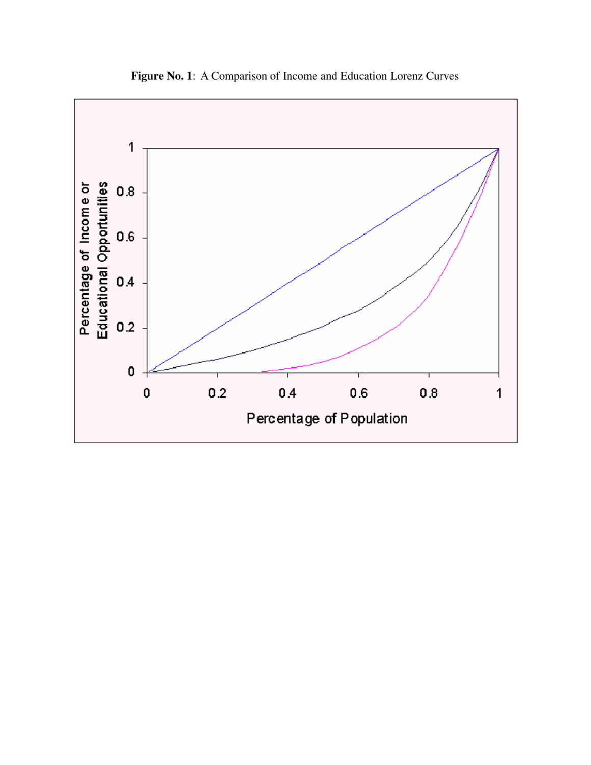**Figure No. 1**: A Comparison of Income and Education Lorenz Curves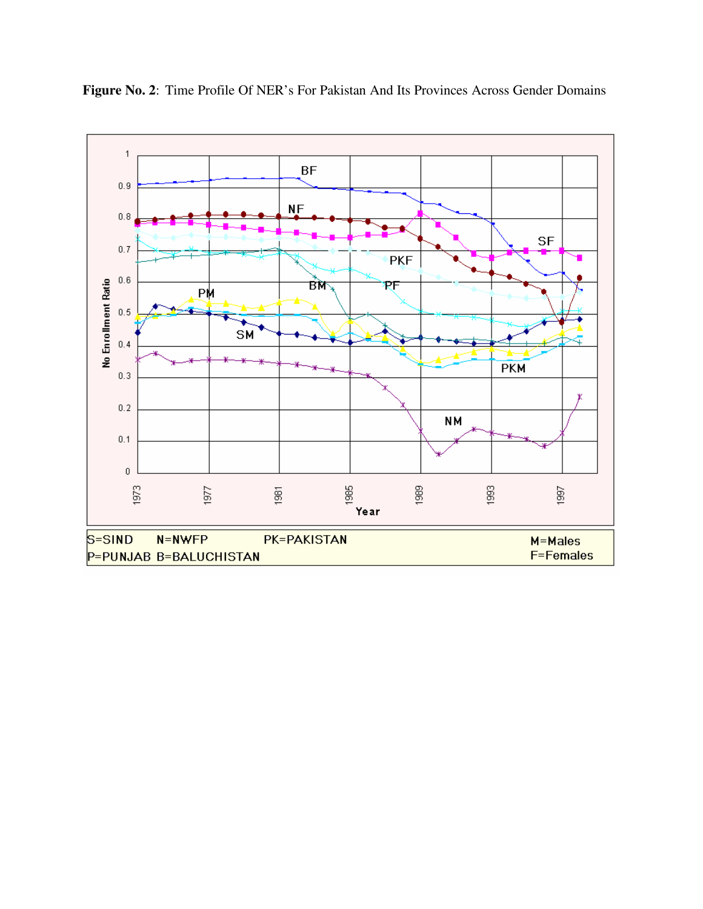**Figure No. 2**: Time Profile Of NER's For Pakistan And Its Provinces Across Gender Domains

S=SIND N=NWFP PK=PAKISTAN M=Males
P=PUNJAB B=BALUCHISTAN F=Females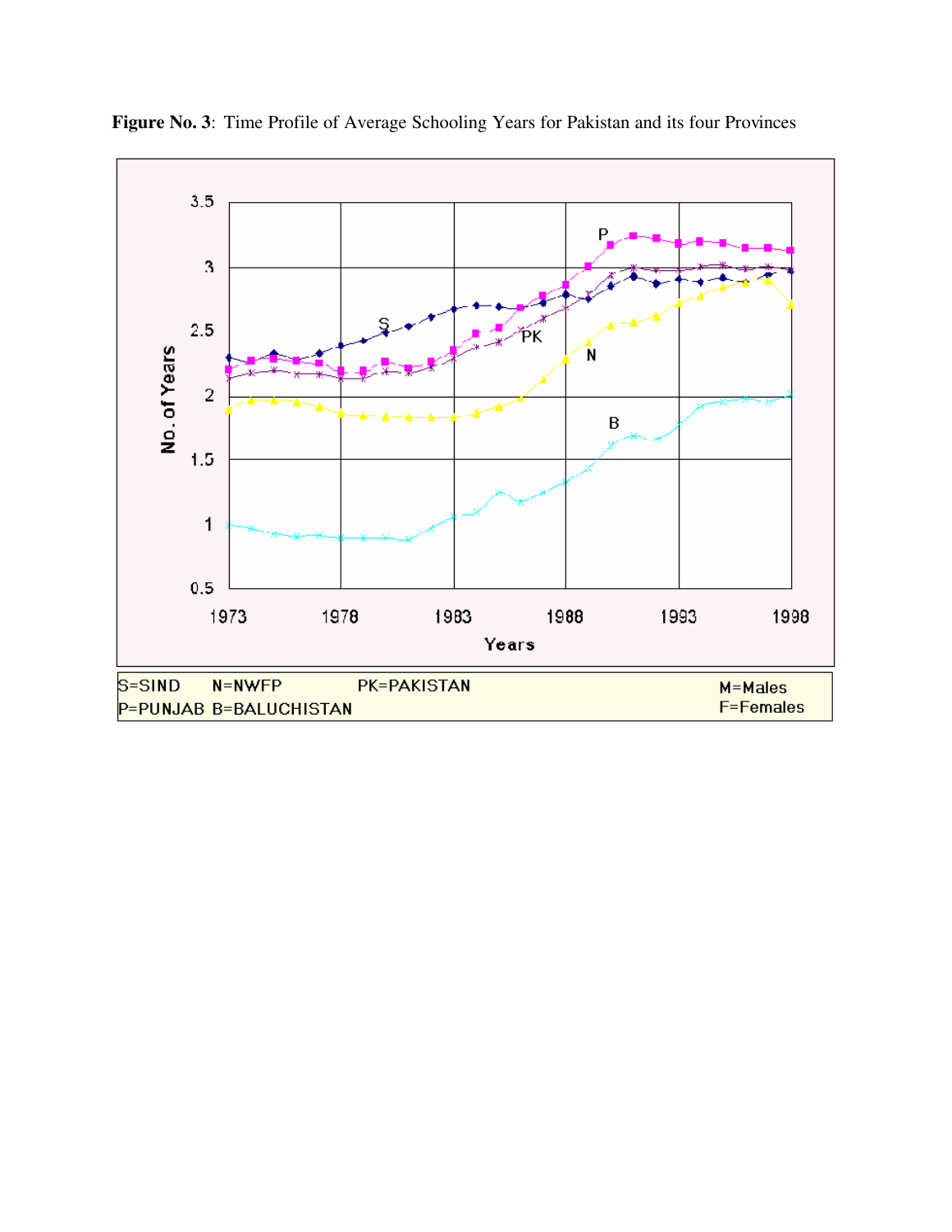**Figure No. 3**: Time Profile of Average Schooling Years for Pakistan and its four Provinces

S=SIND N=NWFP PK=PAKISTAN M=Males
P=PUNJAB B=BALUCHISTAN F=Females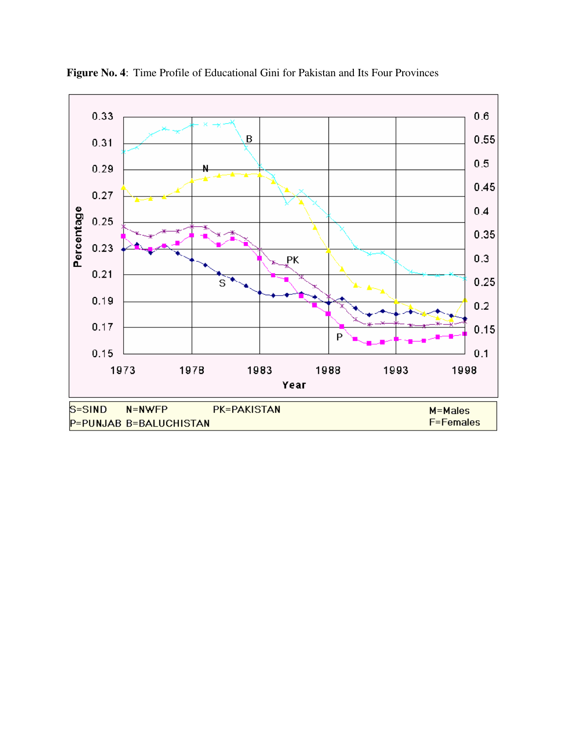**Figure No. 4**: Time Profile of Educational Gini for Pakistan and Its Four Provinces

S=SIND N=NWFP PK=PAKISTAN M=Males
P=PUNJAB B=BALUCHISTAN F=Females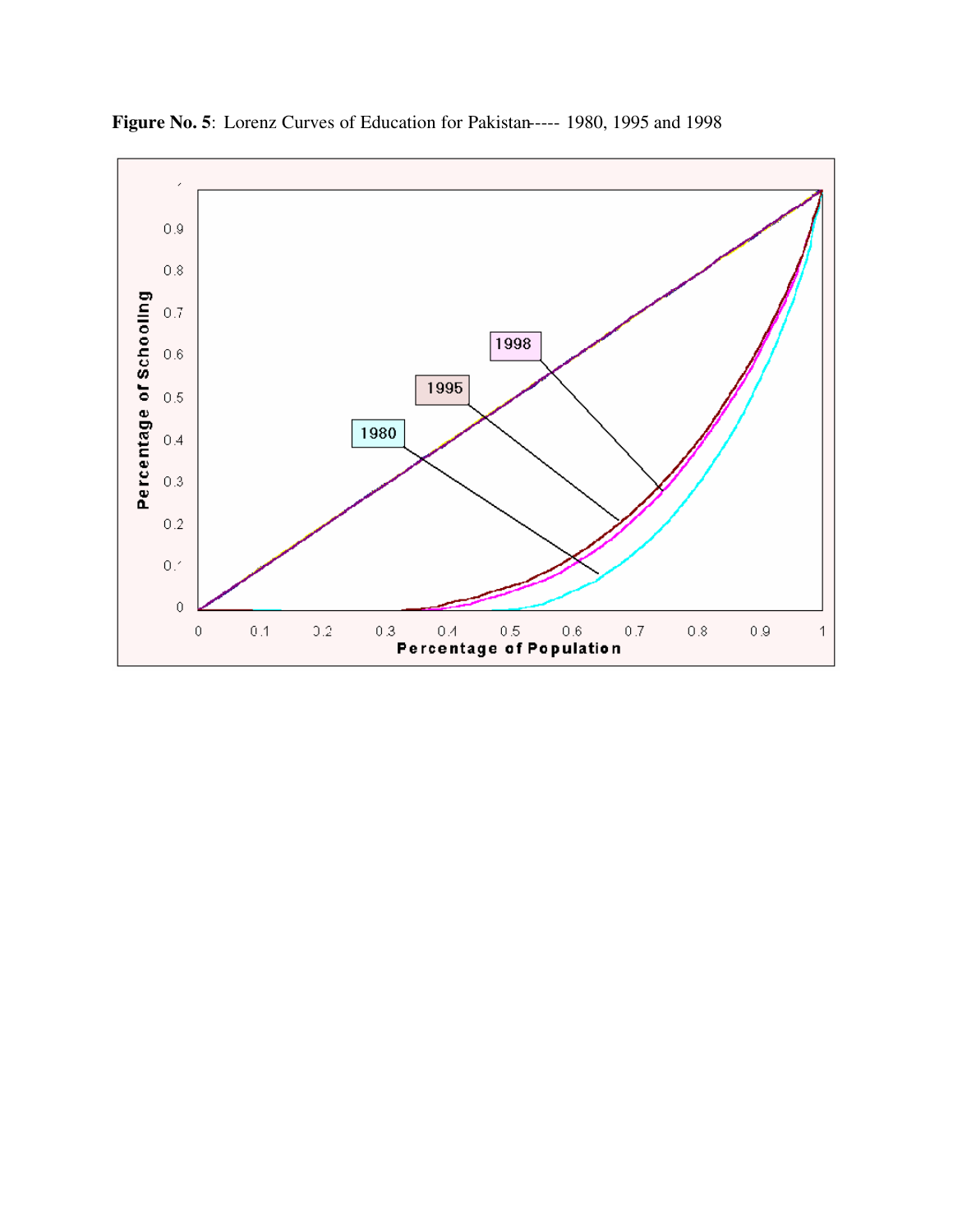**Figure No. 5**: Lorenz Curves of Education for Pakistan---- 1980, 1995 and 1998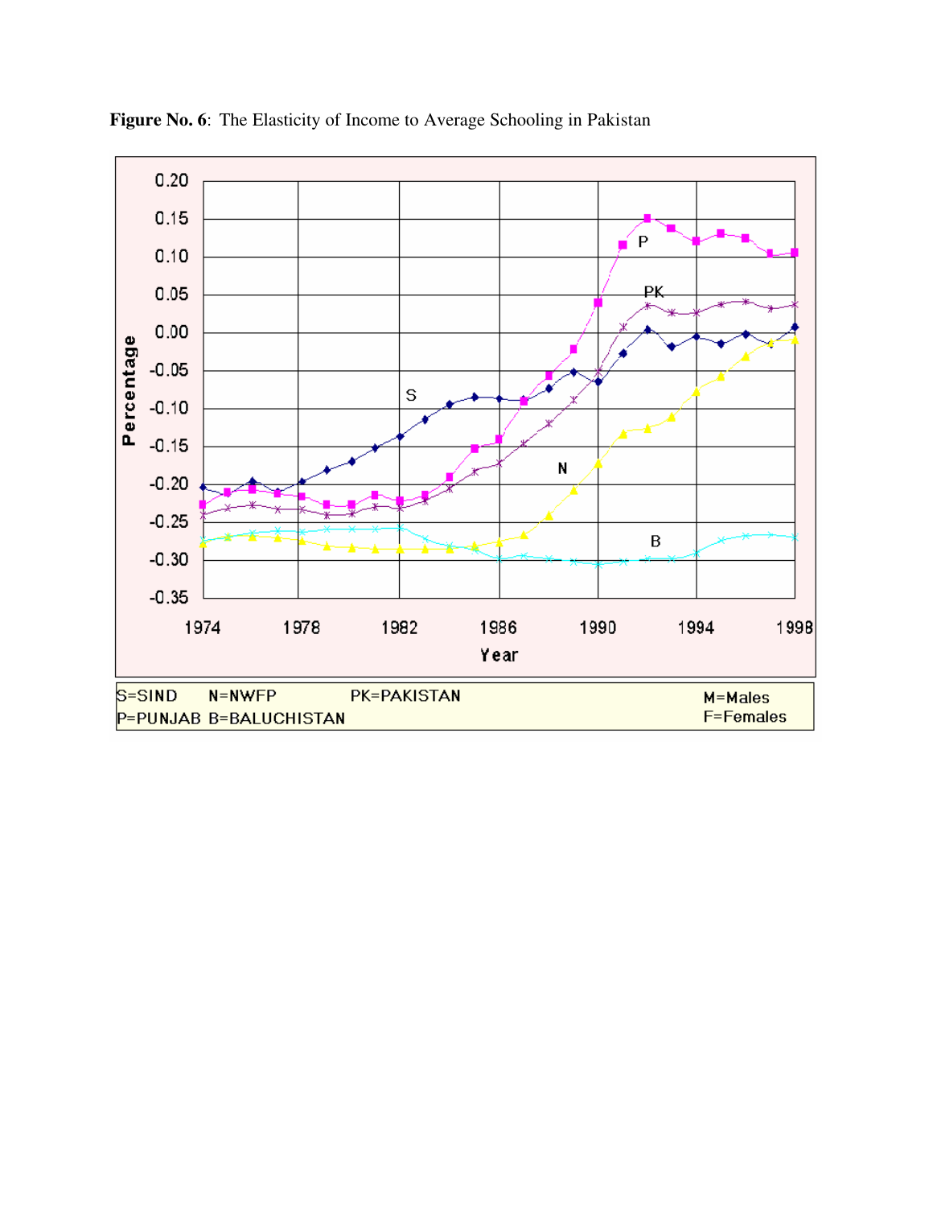**Figure No. 6**: The Elasticity of Income to Average Schooling in Pakistan

S=SIND N=NWFP PK=PAKISTAN M=Males
P=PUNJAB B=BALUCHISTAN F=Females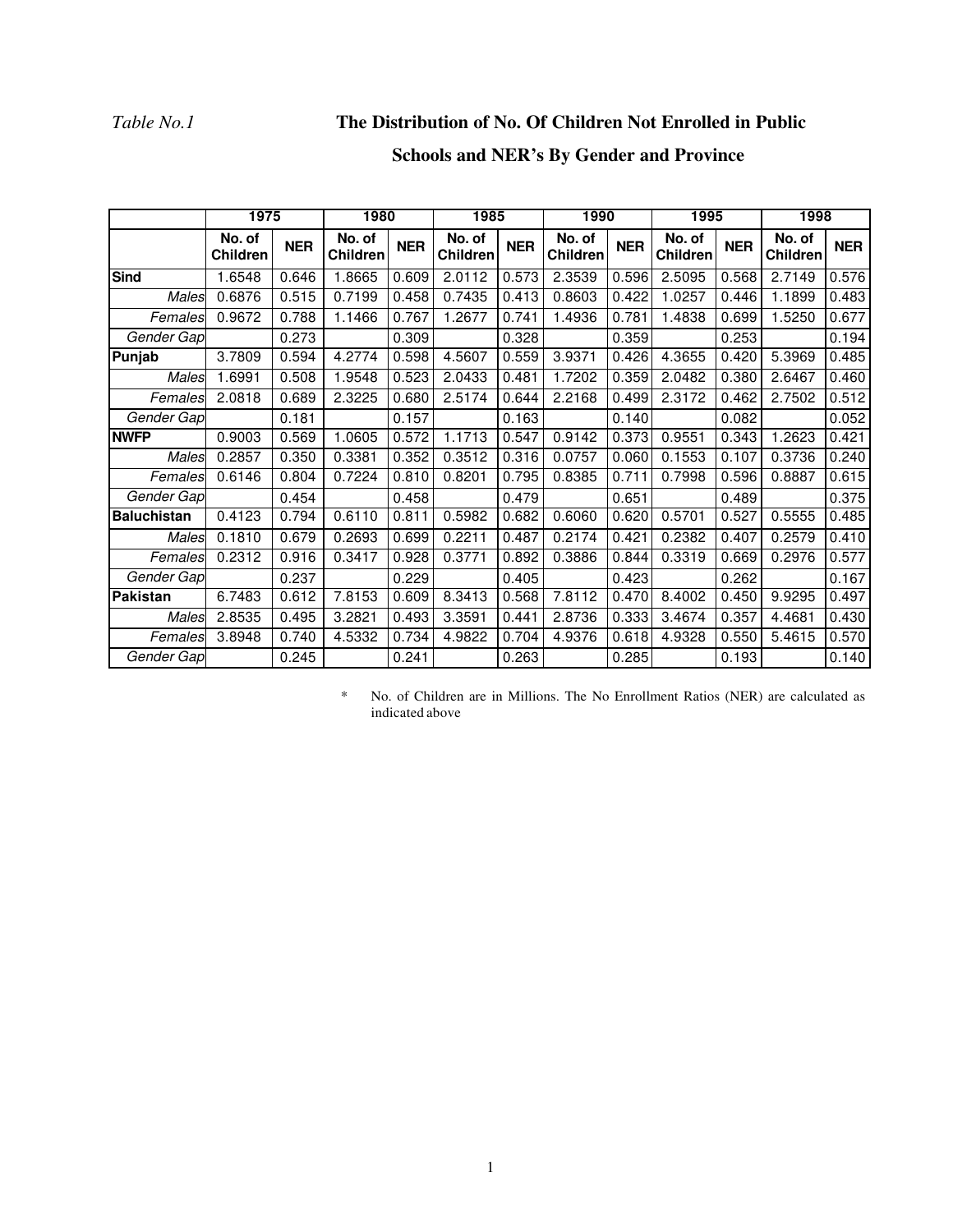*Table No.1* **The Distribution of No. Of Children Not Enrolled in Public Schools and NER's By Gender and Province**

| | 1975 | | 1980 | | 1985 | | 1990 | | 1995 | | 1998 | |
|---|---|---|---|---|---|---|---|---|---|---|---|---|
| | No. of Children | NER | No. of Children | NER | No. of Children | NER | No. of Children | NER | No. of Children | NER | No. of Children | NER |
| **Sind** | 1.6548 | 0.646 | 1.8665 | 0.609 | 2.0112 | 0.573 | 2.3539 | 0.596 | 2.5095 | 0.568 | 2.7149 | 0.576 |
| *Males* | 0.6876 | 0.515 | 0.7199 | 0.458 | 0.7435 | 0.413 | 0.8603 | 0.422 | 1.0257 | 0.446 | 1.1899 | 0.483 |
| *Females* | 0.9672 | 0.788 | 1.1466 | 0.767 | 1.2677 | 0.741 | 1.4936 | 0.781 | 1.4838 | 0.699 | 1.5250 | 0.677 |
| *Gender Gap* | | 0.273 | | 0.309 | | 0.328 | | 0.359 | | 0.253 | | 0.194 |
| **Punjab** | 3.7809 | 0.594 | 4.2774 | 0.598 | 4.5607 | 0.559 | 3.9371 | 0.426 | 4.3655 | 0.420 | 5.3969 | 0.485 |
| *Males* | 1.6991 | 0.508 | 1.9548 | 0.523 | 2.0433 | 0.481 | 1.7202 | 0.359 | 2.0482 | 0.380 | 2.6467 | 0.460 |
| *Females* | 2.0818 | 0.689 | 2.3225 | 0.680 | 2.5174 | 0.644 | 2.2168 | 0.499 | 2.3172 | 0.462 | 2.7502 | 0.512 |
| *Gender Gap* | | 0.181 | | 0.157 | | 0.163 | | 0.140 | | 0.082 | | 0.052 |
| **NWFP** | 0.9003 | 0.569 | 1.0605 | 0.572 | 1.1713 | 0.547 | 0.9142 | 0.373 | 0.9551 | 0.343 | 1.2623 | 0.421 |
| *Males* | 0.2857 | 0.350 | 0.3381 | 0.352 | 0.3512 | 0.316 | 0.0757 | 0.060 | 0.1553 | 0.107 | 0.3736 | 0.240 |
| *Females* | 0.6146 | 0.804 | 0.7224 | 0.810 | 0.8201 | 0.795 | 0.8385 | 0.711 | 0.7998 | 0.596 | 0.8887 | 0.615 |
| *Gender Gap* | | 0.454 | | 0.458 | | 0.479 | | 0.651 | | 0.489 | | 0.375 |
| **Baluchistan** | 0.4123 | 0.794 | 0.6110 | 0.811 | 0.5982 | 0.682 | 0.6060 | 0.620 | 0.5701 | 0.527 | 0.5555 | 0.485 |
| *Males* | 0.1810 | 0.679 | 0.2693 | 0.699 | 0.2211 | 0.487 | 0.2174 | 0.421 | 0.2382 | 0.407 | 0.2579 | 0.410 |
| *Females* | 0.2312 | 0.916 | 0.3417 | 0.928 | 0.3771 | 0.892 | 0.3886 | 0.844 | 0.3319 | 0.669 | 0.2976 | 0.577 |
| *Gender Gap* | | 0.237 | | 0.229 | | 0.405 | | 0.423 | | 0.262 | | 0.167 |
| **Pakistan** | 6.7483 | 0.612 | 7.8153 | 0.609 | 8.3413 | 0.568 | 7.8112 | 0.470 | 8.4002 | 0.450 | 9.9295 | 0.497 |
| *Males* | 2.8535 | 0.495 | 3.2821 | 0.493 | 3.3591 | 0.441 | 2.8736 | 0.333 | 3.4674 | 0.357 | 4.4681 | 0.430 |
| *Females* | 3.8948 | 0.740 | 4.5332 | 0.734 | 4.9822 | 0.704 | 4.9376 | 0.618 | 4.9328 | 0.550 | 5.4615 | 0.570 |
| *Gender Gap* | | 0.245 | | 0.241 | | 0.263 | | 0.285 | | 0.193 | | 0.140 |

\* No. of Children are in Millions. The No Enrollment Ratios (NER) are calculated as indicated above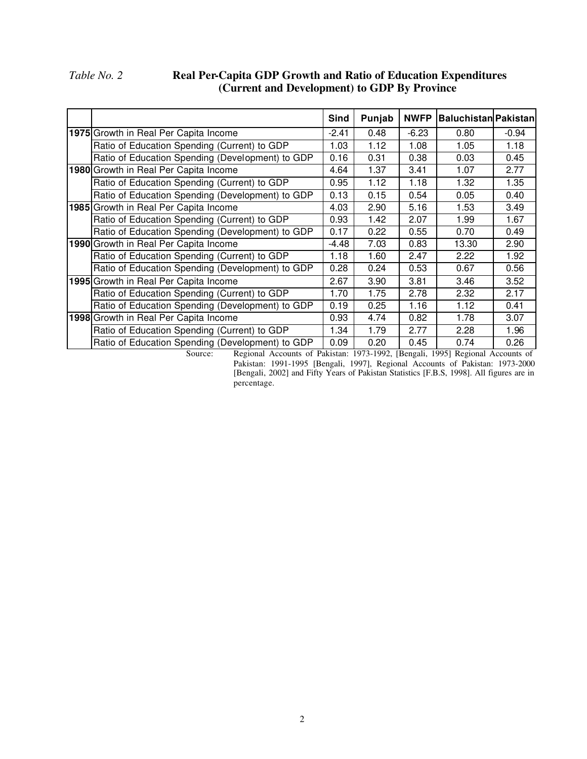*Table No. 2* **Real Per-Capita GDP Growth and Ratio of Education Expenditures (Current and Development) to GDP By Province**

| | | Sind | Punjab | NWFP | Baluchistan | Pakistan |
|---|---|---|---|---|---|---|
| **1975** | Growth in Real Per Capita Income | -2.41 | 0.48 | -6.23 | 0.80 | -0.94 |
| | Ratio of Education Spending (Current) to GDP | 1.03 | 1.12 | 1.08 | 1.05 | 1.18 |
| | Ratio of Education Spending (Development) to GDP | 0.16 | 0.31 | 0.38 | 0.03 | 0.45 |
| **1980** | Growth in Real Per Capita Income | 4.64 | 1.37 | 3.41 | 1.07 | 2.77 |
| | Ratio of Education Spending (Current) to GDP | 0.95 | 1.12 | 1.18 | 1.32 | 1.35 |
| | Ratio of Education Spending (Development) to GDP | 0.13 | 0.15 | 0.54 | 0.05 | 0.40 |
| **1985** | Growth in Real Per Capita Income | 4.03 | 2.90 | 5.16 | 1.53 | 3.49 |
| | Ratio of Education Spending (Current) to GDP | 0.93 | 1.42 | 2.07 | 1.99 | 1.67 |
| | Ratio of Education Spending (Development) to GDP | 0.17 | 0.22 | 0.55 | 0.70 | 0.49 |
| **1990** | Growth in Real Per Capita Income | -4.48 | 7.03 | 0.83 | 13.30 | 2.90 |
| | Ratio of Education Spending (Current) to GDP | 1.18 | 1.60 | 2.47 | 2.22 | 1.92 |
| | Ratio of Education Spending (Development) to GDP | 0.28 | 0.24 | 0.53 | 0.67 | 0.56 |
| **1995** | Growth in Real Per Capita Income | 2.67 | 3.90 | 3.81 | 3.46 | 3.52 |
| | Ratio of Education Spending (Current) to GDP | 1.70 | 1.75 | 2.78 | 2.32 | 2.17 |
| | Ratio of Education Spending (Development) to GDP | 0.19 | 0.25 | 1.16 | 1.12 | 0.41 |
| **1998** | Growth in Real Per Capita Income | 0.93 | 4.74 | 0.82 | 1.78 | 3.07 |
| | Ratio of Education Spending (Current) to GDP | 1.34 | 1.79 | 2.77 | 2.28 | 1.96 |
| | Ratio of Education Spending (Development) to GDP | 0.09 | 0.20 | 0.45 | 0.74 | 0.26 |

Source: Regional Accounts of Pakistan: 1973-1992, [Bengali, 1995] Regional Accounts of Pakistan: 1991-1995 [Bengali, 1997], Regional Accounts of Pakistan: 1973-2000 [Bengali, 2002] and Fifty Years of Pakistan Statistics [F.B.S, 1998]. All figures are in percentage.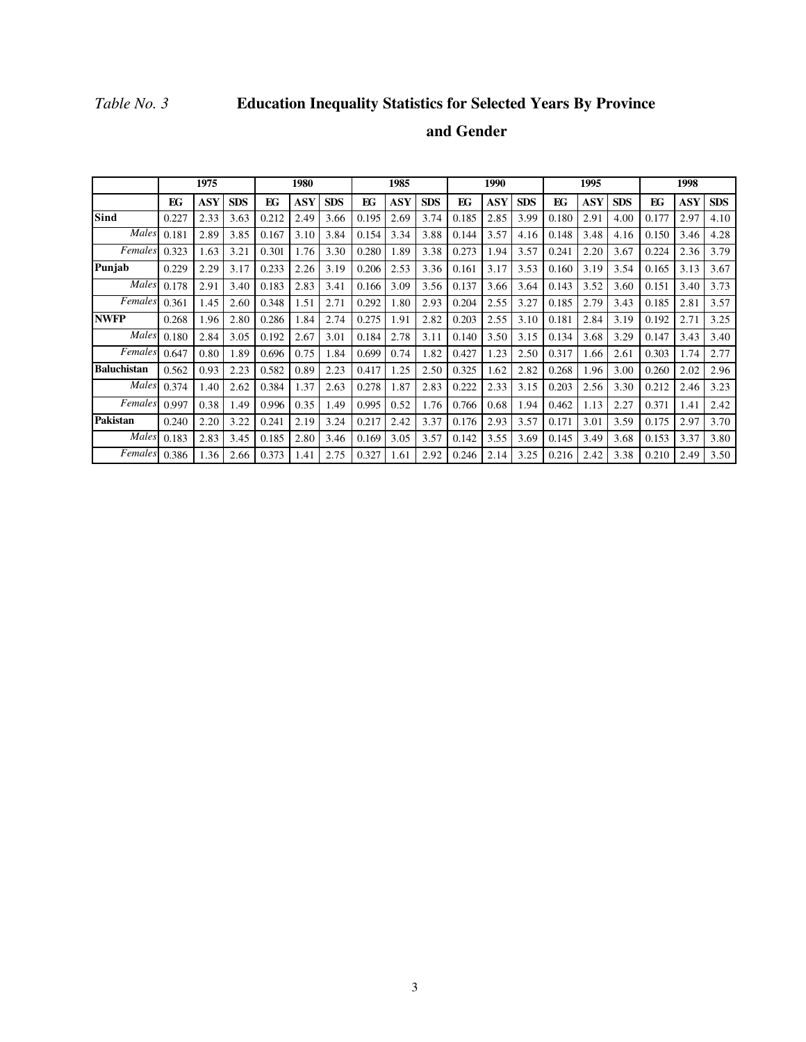*Table No. 3* **Education Inequality Statistics for Selected Years By Province and Gender**

| | 1975 | | | 1980 | | | 1985 | | | 1990 | | | 1995 | | | 1998 | | |
|---|---|---|---|---|---|---|---|---|---|---|---|---|---|---|---|---|---|---|
| | EG | ASY | SDS | EG | ASY | SDS | EG | ASY | SDS | EG | ASY | SDS | EG | ASY | SDS | EG | ASY | SDS |
| **Sind** | 0.227 | 2.33 | 3.63 | 0.212 | 2.49 | 3.66 | 0.195 | 2.69 | 3.74 | 0.185 | 2.85 | 3.99 | 0.180 | 2.91 | 4.00 | 0.177 | 2.97 | 4.10 |
| *Males* | 0.181 | 2.89 | 3.85 | 0.167 | 3.10 | 3.84 | 0.154 | 3.34 | 3.88 | 0.144 | 3.57 | 4.16 | 0.148 | 3.48 | 4.16 | 0.150 | 3.46 | 4.28 |
| *Females* | 0.323 | 1.63 | 3.21 | 0.301 | 1.76 | 3.30 | 0.280 | 1.89 | 3.38 | 0.273 | 1.94 | 3.57 | 0.241 | 2.20 | 3.67 | 0.224 | 2.36 | 3.79 |
| **Punjab** | 0.229 | 2.29 | 3.17 | 0.233 | 2.26 | 3.19 | 0.206 | 2.53 | 3.36 | 0.161 | 3.17 | 3.53 | 0.160 | 3.19 | 3.54 | 0.165 | 3.13 | 3.67 |
| *Males* | 0.178 | 2.91 | 3.40 | 0.183 | 2.83 | 3.41 | 0.166 | 3.09 | 3.56 | 0.137 | 3.66 | 3.64 | 0.143 | 3.52 | 3.60 | 0.151 | 3.40 | 3.73 |
| *Females* | 0.361 | 1.45 | 2.60 | 0.348 | 1.51 | 2.71 | 0.292 | 1.80 | 2.93 | 0.204 | 2.55 | 3.27 | 0.185 | 2.79 | 3.43 | 0.185 | 2.81 | 3.57 |
| **NWFP** | 0.268 | 1.96 | 2.80 | 0.286 | 1.84 | 2.74 | 0.275 | 1.91 | 2.82 | 0.203 | 2.55 | 3.10 | 0.181 | 2.84 | 3.19 | 0.192 | 2.71 | 3.25 |
| *Males* | 0.180 | 2.84 | 3.05 | 0.192 | 2.67 | 3.01 | 0.184 | 2.78 | 3.11 | 0.140 | 3.50 | 3.15 | 0.134 | 3.68 | 3.29 | 0.147 | 3.43 | 3.40 |
| *Females* | 0.647 | 0.80 | 1.89 | 0.696 | 0.75 | 1.84 | 0.699 | 0.74 | 1.82 | 0.427 | 1.23 | 2.50 | 0.317 | 1.66 | 2.61 | 0.303 | 1.74 | 2.77 |
| **Baluchistan** | 0.562 | 0.93 | 2.23 | 0.582 | 0.89 | 2.23 | 0.417 | 1.25 | 2.50 | 0.325 | 1.62 | 2.82 | 0.268 | 1.96 | 3.00 | 0.260 | 2.02 | 2.96 |
| *Males* | 0.374 | 1.40 | 2.62 | 0.384 | 1.37 | 2.63 | 0.278 | 1.87 | 2.83 | 0.222 | 2.33 | 3.15 | 0.203 | 2.56 | 3.30 | 0.212 | 2.46 | 3.23 |
| *Females* | 0.997 | 0.38 | 1.49 | 0.996 | 0.35 | 1.49 | 0.995 | 0.52 | 1.76 | 0.766 | 0.68 | 1.94 | 0.462 | 1.13 | 2.27 | 0.371 | 1.41 | 2.42 |
| **Pakistan** | 0.240 | 2.20 | 3.22 | 0.241 | 2.19 | 3.24 | 0.217 | 2.42 | 3.37 | 0.176 | 2.93 | 3.57 | 0.171 | 3.01 | 3.59 | 0.175 | 2.97 | 3.70 |
| *Males* | 0.183 | 2.83 | 3.45 | 0.185 | 2.80 | 3.46 | 0.169 | 3.05 | 3.57 | 0.142 | 3.55 | 3.69 | 0.145 | 3.49 | 3.68 | 0.153 | 3.37 | 3.80 |
| *Females* | 0.386 | 1.36 | 2.66 | 0.373 | 1.41 | 2.75 | 0.327 | 1.61 | 2.92 | 0.246 | 2.14 | 3.25 | 0.216 | 2.42 | 3.38 | 0.210 | 2.49 | 3.50 |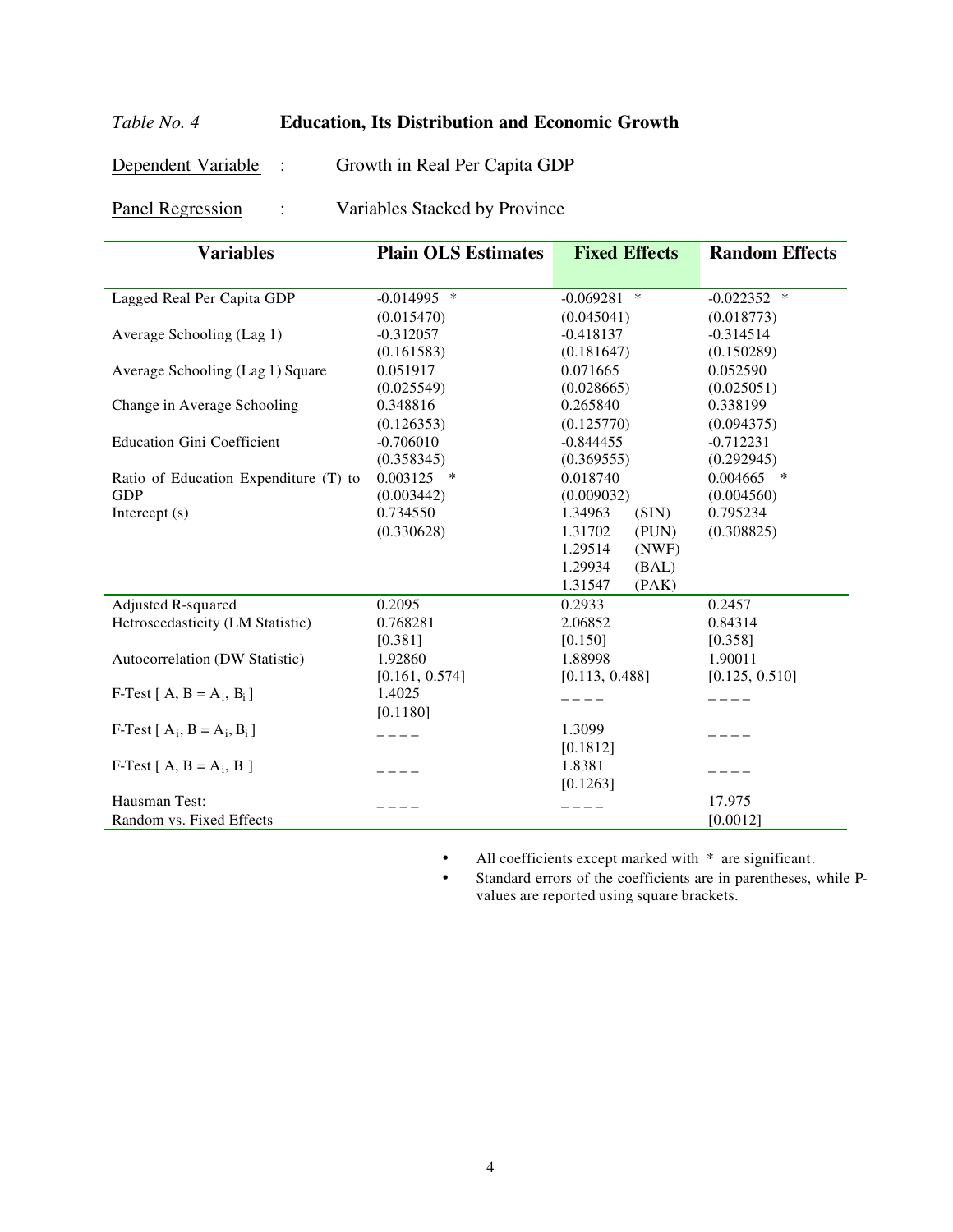*Table No. 4* **Education, Its Distribution and Economic Growth**

Dependent Variable : Growth in Real Per Capita GDP

Panel Regression : Variables Stacked by Province

| Variables | Plain OLS Estimates | Fixed Effects | Random Effects |
|---|---|---|---|
| Lagged Real Per Capita GDP | -0.014995 * | -0.069281 * | -0.022352 * |
| | (0.015470) | (0.045041) | (0.018773) |
| Average Schooling (Lag 1) | -0.312057 | -0.418137 | -0.314514 |
| | (0.161583) | (0.181647) | (0.150289) |
| Average Schooling (Lag 1) Square | 0.051917 | 0.071665 | 0.052590 |
| | (0.025549) | (0.028665) | (0.025051) |
| Change in Average Schooling | 0.348816 | 0.265840 | 0.338199 |
| | (0.126353) | (0.125770) | (0.094375) |
| Education Gini Coefficient | -0.706010 | -0.844455 | -0.712231 |
| | (0.358345) | (0.369555) | (0.292945) |
| Ratio of Education Expenditure (T) to GDP | 0.003125 * | 0.018740 | 0.004665 * |
| | (0.003442) | (0.009032) | (0.004560) |
| Intercept (s) | 0.734550 | 1.34963 (SIN) | 0.795234 |
| | (0.330628) | 1.31702 (PUN) | (0.308825) |
| | | 1.29514 (NWF) | |
| | | 1.29934 (BAL) | |
| | | 1.31547 (PAK) | |
| Adjusted R-squared | 0.2095 | 0.2933 | 0.2457 |
| Hetroscedasticity (LM Statistic) | 0.768281 | 2.06852 | 0.84314 |
| | [0.381] | [0.150] | [0.358] |
| Autocorrelation (DW Statistic) | 1.92860 | 1.88998 | 1.90011 |
| | [0.161, 0.574] | [0.113, 0.488] | [0.125, 0.510] |
| F-Test [ $A, B = A_i, B_i$ ] | 1.4025 | ---- | ---- |
| | [0.1180] | | |
| F-Test [ $A_i, B = A_i, B_i$ ] | ---- | 1.3099 | ---- |
| | | [0.1812] | |
| F-Test [ $A, B = A_i, B$ ] | ---- | 1.8381 | ---- |
| | | [0.1263] | |
| Hausman Test: Random vs. Fixed Effects | ---- | ---- | 17.975 |
| | | | [0.0012] |

- All coefficients except marked with * are significant.
- Standard errors of the coefficients are in parentheses, while P-values are reported using square brackets.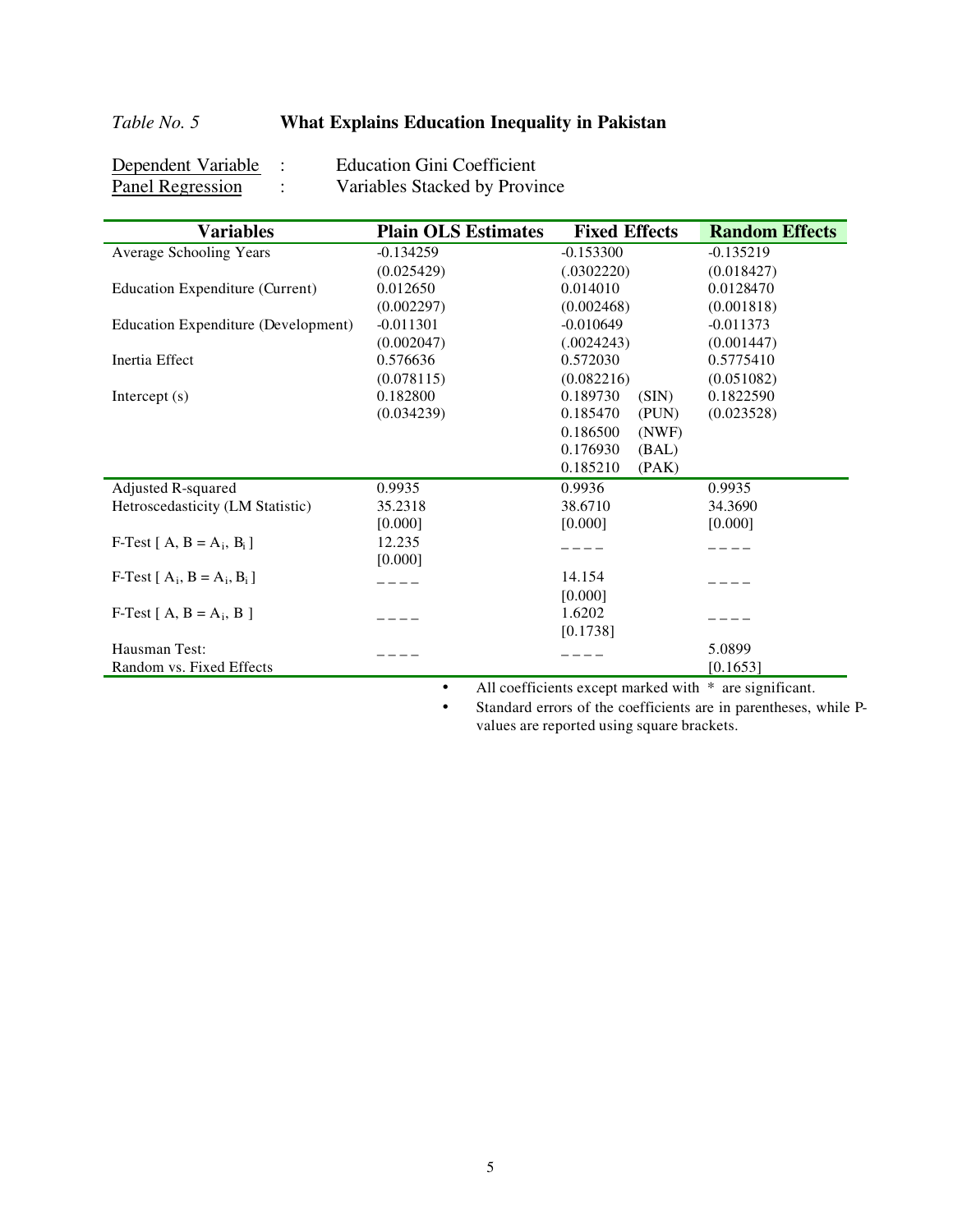*Table No. 5* **What Explains Education Inequality in Pakistan**

Dependent Variable : Education Gini Coefficient
Panel Regression : Variables Stacked by Province

| Variables | Plain OLS Estimates | Fixed Effects | Random Effects |
|---|---|---|---|
| Average Schooling Years | -0.134259 | -0.153300 | -0.135219 |
| | (0.025429) | (.0302220) | (0.018427) |
| Education Expenditure (Current) | 0.012650 | 0.014010 | 0.0128470 |
| | (0.002297) | (0.002468) | (0.001818) |
| Education Expenditure (Development) | -0.011301 | -0.010649 | -0.011373 |
| | (0.002047) | (.0024243) | (0.001447) |
| Inertia Effect | 0.576636 | 0.572030 | 0.5775410 |
| | (0.078115) | (0.082216) | (0.051082) |
| Intercept (s) | 0.182800 | 0.189730 (SIN) | 0.1822590 |
| | (0.034239) | 0.185470 (PUN) | (0.023528) |
| | | 0.186500 (NWF) | |
| | | 0.176930 (BAL) | |
| | | 0.185210 (PAK) | |
| Adjusted R-squared | 0.9935 | 0.9936 | 0.9935 |
| Hetroscedasticity (LM Statistic) | 35.2318 | 38.6710 | 34.3690 |
| | [0.000] | [0.000] | [0.000] |
| F-Test [ A, B = $A_i$, $B_i$ ] | 12.235 | _ _ _ _ | _ _ _ _ |
| | [0.000] | | |
| F-Test [ $A_i$, B = $A_i$, $B_i$ ] | _ _ _ _ | 14.154 | _ _ _ _ |
| | | [0.000] | |
| F-Test [ A, B = $A_i$, B ] | _ _ _ _ | 1.6202 | _ _ _ _ |
| | | [0.1738] | |
| Hausman Test: | _ _ _ _ | _ _ _ _ | 5.0899 |
| Random vs. Fixed Effects | | | [0.1653] |

- All coefficients except marked with * are significant.
- Standard errors of the coefficients are in parentheses, while P-values are reported using square brackets.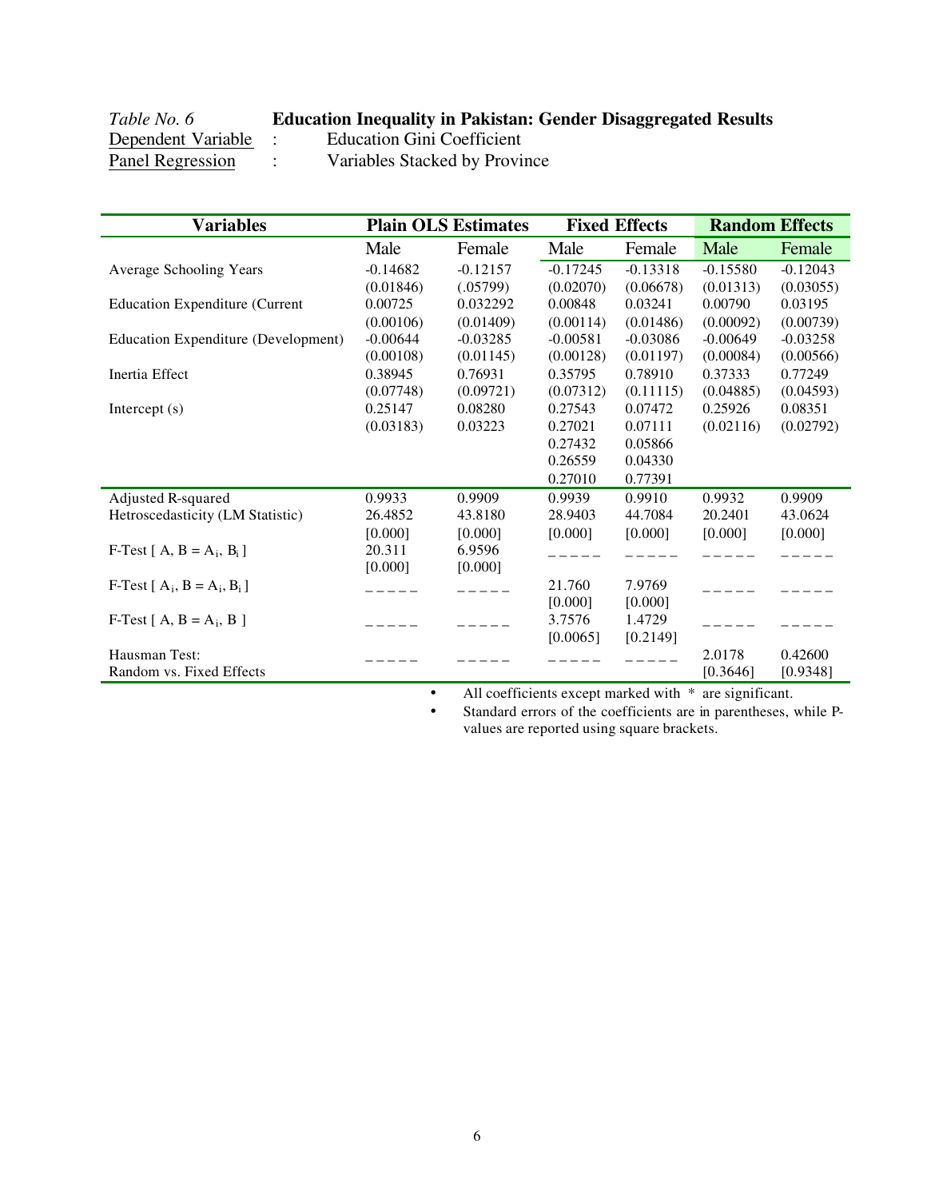*Table No. 6* **Education Inequality in Pakistan: Gender Disaggregated Results**

Dependent Variable : Education Gini Coefficient

Panel Regression : Variables Stacked by Province

| Variables | Plain OLS Estimates | | Fixed Effects | | Random Effects | |
|---|---|---|---|---|---|---|
| | Male | Female | Male | Female | Male | Female |
| Average Schooling Years | -0.14682 | -0.12157 | -0.17245 | -0.13318 | -0.15580 | -0.12043 |
| | (0.01846) | (.05799) | (0.02070) | (0.06678) | (0.01313) | (0.03055) |
| Education Expenditure (Current | 0.00725 | 0.032292 | 0.00848 | 0.03241 | 0.00790 | 0.03195 |
| | (0.00106) | (0.01409) | (0.00114) | (0.01486) | (0.00092) | (0.00739) |
| Education Expenditure (Development) | -0.00644 | -0.03285 | -0.00581 | -0.03086 | -0.00649 | -0.03258 |
| | (0.00108) | (0.01145) | (0.00128) | (0.01197) | (0.00084) | (0.00566) |
| Inertia Effect | 0.38945 | 0.76931 | 0.35795 | 0.78910 | 0.37333 | 0.77249 |
| | (0.07748) | (0.09721) | (0.07312) | (0.11115) | (0.04885) | (0.04593) |
| Intercept (s) | 0.25147 | 0.08280 | 0.27543 | 0.07472 | 0.25926 | 0.08351 |
| | (0.03183) | 0.03223 | 0.27021 | 0.07111 | (0.02116) | (0.02792) |
| | | | 0.27432 | 0.05866 | | |
| | | | 0.26559 | 0.04330 | | |
| | | | 0.27010 | 0.77391 | | |
| Adjusted R-squared | 0.9933 | 0.9909 | 0.9939 | 0.9910 | 0.9932 | 0.9909 |
| Hetroscedasticity (LM Statistic) | 26.4852 | 43.8180 | 28.9403 | 44.7084 | 20.2401 | 43.0624 |
| | [0.000] | [0.000] | [0.000] | [0.000] | [0.000] | [0.000] |
| F-Test [ A, B = $A_i$, $B_i$ ] | 20.311 | 6.9596 | _ _ _ _ _ | _ _ _ _ _ | _ _ _ _ _ | _ _ _ _ _ |
| | [0.000] | [0.000] | | | | |
| F-Test [ $A_i$, B = $A_i$, $B_i$ ] | _ _ _ _ _ | _ _ _ _ _ | 21.760 | 7.9769 | _ _ _ _ _ | _ _ _ _ _ |
| | | | [0.000] | [0.000] | | |
| F-Test [ A, B = $A_i$, B ] | _ _ _ _ _ | _ _ _ _ _ | 3.7576 | 1.4729 | _ _ _ _ _ | _ _ _ _ _ |
| | | | [0.0065] | [0.2149] | | |
| Hausman Test: | _ _ _ _ _ | _ _ _ _ _ | _ _ _ _ _ | _ _ _ _ _ | 2.0178 | 0.42600 |
| Random vs. Fixed Effects | | | | | [0.3646] | [0.9348] |

- All coefficients except marked with * are significant.
- Standard errors of the coefficients are in parentheses, while P-values are reported using square brackets.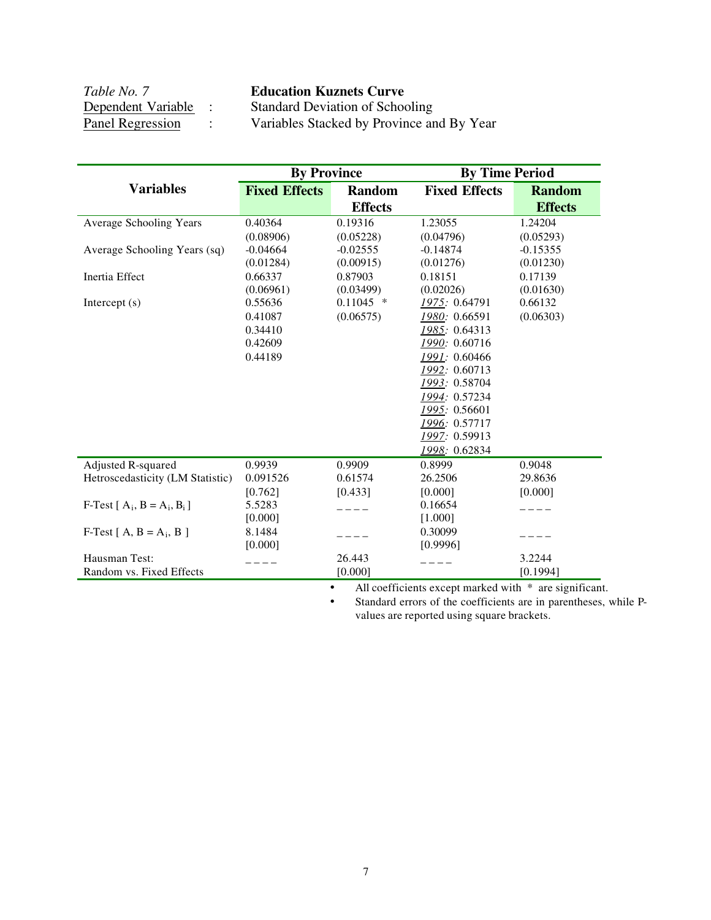*Table No. 7* **Education Kuznets Curve**

Dependent Variable : Standard Deviation of Schooling

Panel Regression : Variables Stacked by Province and By Year

| Variables | By Province | | By Time Period | |
|---|---|---|---|---|
| | **Fixed Effects** | **Random Effects** | **Fixed Effects** | **Random Effects** |
| Average Schooling Years | 0.40364 | 0.19316 | 1.23055 | 1.24204 |
| | (0.08906) | (0.05228) | (0.04796) | (0.05293) |
| Average Schooling Years (sq) | -0.04664 | -0.02555 | -0.14874 | -0.15355 |
| | (0.01284) | (0.00915) | (0.01276) | (0.01230) |
| Inertia Effect | 0.66337 | 0.87903 | 0.18151 | 0.17139 |
| | (0.06961) | (0.03499) | (0.02026) | (0.01630) |
| Intercept (s) | 0.55636 | 0.11045 * | _1975_: 0.64791 | 0.66132 |
| | 0.41087 | (0.06575) | _1980_: 0.66591 | (0.06303) |
| | 0.34410 | | _1985_: 0.64313 | |
| | 0.42609 | | _1990_: 0.60716 | |
| | 0.44189 | | _1991_: 0.60466 | |
| | | | _1992_: 0.60713 | |
| | | | _1993_: 0.58704 | |
| | | | _1994_: 0.57234 | |
| | | | _1995_: 0.56601 | |
| | | | _1996_: 0.57717 | |
| | | | _1997_: 0.59913 | |
| | | | _1998_: 0.62834 | |
| Adjusted R-squared | 0.9939 | 0.9909 | 0.8999 | 0.9048 |
| Hetroscedasticity (LM Statistic) | 0.091526 | 0.61574 | 26.2506 | 29.8636 |
| | [0.762] | [0.433] | [0.000] | [0.000] |
| F-Test [ $A_i$, B = $A_i$, $B_i$ ] | 5.5283 | ---- | 0.16654 | ---- |
| | [0.000] | | [1.000] | |
| F-Test [ A, B = $A_i$, B ] | 8.1484 | ---- | 0.30099 | ---- |
| | [0.000] | | [0.9996] | |
| Hausman Test: | ---- | 26.443 | ---- | 3.2244 |
| Random vs. Fixed Effects | | [0.000] | | [0.1994] |

- All coefficients except marked with * are significant.
- Standard errors of the coefficients are in parentheses, while P-values are reported using square brackets.